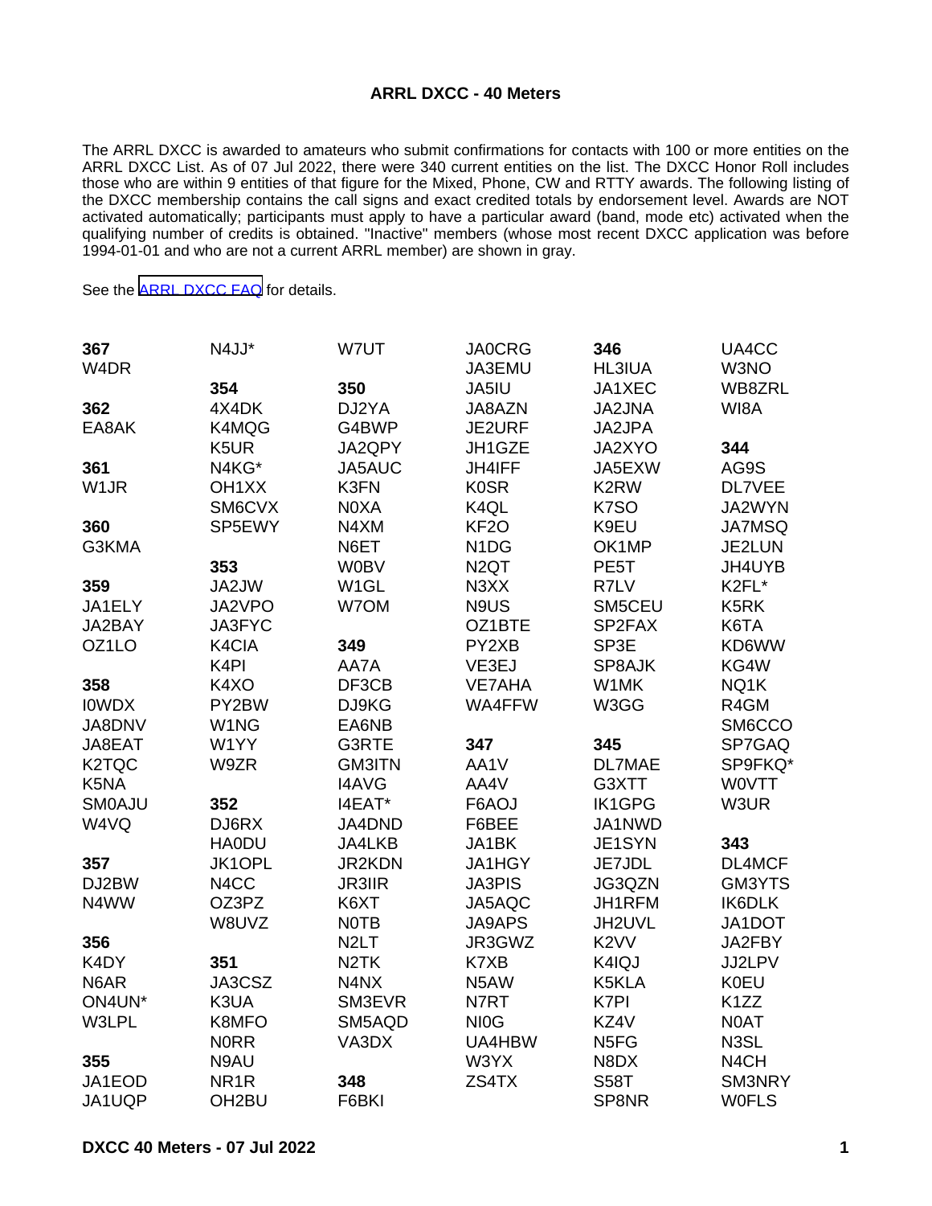# ARRL DXCC - 40 Meters

The ARRL DXCC is awarded to amateurs who submit confirmations for contacts with 100 or more entities on the ARRL DXCC List. As of 07 Jul 2022, there were 340 current entities on the list. The DXCC Honor Roll includes those who are within 9 entities of that figure for the Mixed, Phone, CW and RTTY awards. The following listing of the DXCC membership contains the call signs and exact credited totals by endorsement level. Awards are NOT activated automatically; participants must apply to have a particular award (band, mode etc) activated when the qualifying number of credits is obtained. "Inactive" members (whose most recent DXCC application was before 1994-01-01 and who are not a current ARRL member) are shown in gray.

See the ARRL DXCC FAQ for details.

**367**
W4DR

**362**
EA8AK

**361**
W1JR

**360**
G3KMA

**359**
JA1ELY
JA2BAY
OZ1LO

**358**
I0WDX
JA8DNV
JA8EAT
K2TQC
K5NA
SM0AJU
W4VQ

**357**
DJ2BW
N4WW

**356**
K4DY
N6AR
ON4UN*
W3LPL

**355**
JA1EOD
JA1UQP
N4JJ*

**354**
4X4DK
K4MQG
K5UR
N4KG*
OH1XX
SM6CVX
SP5EWY

**353**
JA2JW
JA2VPO
JA3FYC
K4CIA
K4PI
K4XO
PY2BW
W1NG
W1YY
W9ZR

**352**
DJ6RX
HA0DU
JK1OPL
N4CC
OZ3PZ
W8UVZ

**351**
JA3CSZ
K3UA
K8MFO
N0RR
N9AU
NR1R
OH2BU
W7UT

**350**
DJ2YA
G4BWP
JA2QPY
JA5AUC
K3FN
N0XA
N4XM
N6ET
W0BV
W1GL
W7OM

**349**
AA7A
DF3CB
DJ9KG
EA6NB
G3RTE
GM3ITN
I4AVG
I4EAT*
JA4DND
JA4LKB
JR2KDN
JR3IIR
K6XT
N0TB
N2LT
N2TK
N4NX
SM3EVR
SM5AQD
VA3DX

**348**
F6BKI
JA0CRG
JA3EMU
JA5IU
JA8AZN
JE2URF
JH1GZE
JH4IFF
K0SR
K4QL
KF2O
N1DG
N2QT
N3XX
N9US
OZ1BTE
PY2XB
VE3EJ
VE7AHA
WA4FFW

**347**
AA1V
AA4V
F6AOJ
F6BEE
JA1BK
JA1HGY
JA3PIS
JA5AQC
JA9APS
JR3GWZ
K7XB
N5AW
N7RT
NI0G
UA4HBW
W3YX
ZS4TX

**346**
HL3IUA
JA1XEC
JA2JNA
JA2JPA
JA2XYO
JA5EXW
K2RW
K7SO
K9EU
OK1MP
PE5T
R7LV
SM5CEU
SP2FAX
SP3E
SP8AJK
W1MK
W3GG

**345**
DL7MAE
G3XTT
IK1GPG
JA1NWD
JE1SYN
JE7JDL
JG3QZN
JH1RFM
JH2UVL
K2VV
K4IQJ
K5KLA
K7PI
KZ4V
N5FG
N8DX
S58T
SP8NR
UA4CC
W3NO
WB8ZRL
WI8A

**344**
AG9S
DL7VEE
JA2WYN
JA7MSQ
JE2LUN
JH4UYB
K2FL*
K5RK
K6TA
KD6WW
KG4W
NQ1K
R4GM
SM6CCO
SP7GAQ
SP9FKQ*
W0VTT
W3UR

**343**
DL4MCF
GM3YTS
IK6DLK
JA1DOT
JA2FBY
JJ2LPV
K0EU
K1ZZ
N0AT
N3SL
N4CH
SM3NRY
W0FLS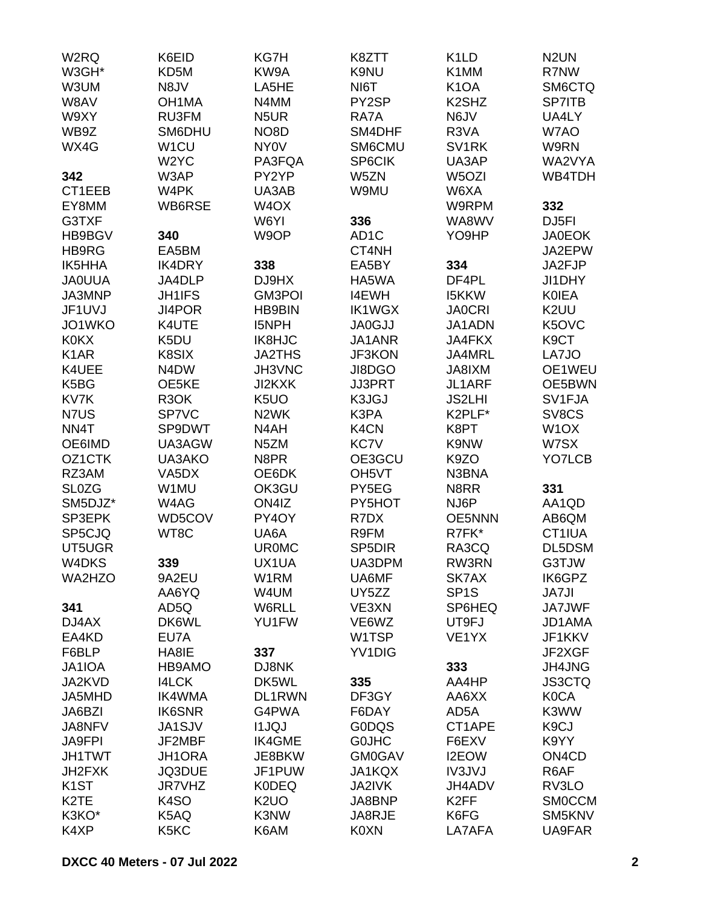W2RQ
W3GH*
W3UM
W8AV
W9XY
WB9Z
WX4G

**342**
CT1EEB
EY8MM
G3TXF
HB9BGV
HB9RG
IK5HHA
JA0UUA
JA3MNP
JF1UVJ
JO1WKO
K0KX
K1AR
K4UEE
K5BG
KV7K
N7US
NN4T
OE6IMD
OZ1CTK
RZ3AM
SL0ZG
SM5DJZ*
SP3EPK
SP5CJQ
UT5UGR
W4DKS
WA2HZO

**341**
DJ4AX
EA4KD
F6BLP
JA1IOA
JA2KVD
JA5MHD
JA6BZI
JA8NFV
JA9FPI
JH1TWT
JH2FXK
K1ST
K2TE
K3KO*
K4XP
K6EID
KD5M
N8JV
OH1MA
RU3FM
SM6DHU
W1CU
W2YC
W3AP
W4PK
WB6RSE

**340**
EA5BM
IK4DRY
JA4DLP
JH1IFS
JI4POR
K4UTE
K5DU
K8SIX
N4DW
OE5KE
R3OK
SP7VC
SP9DWT
UA3AGW
UA3AKO
VA5DX
W1MU
W4AG
WD5COV
WT8C

**339**
9A2EU
AA6YQ
AD5Q
DK6WL
EU7A
HA8IE
HB9AMO
I4LCK
IK4WMA
IK6SNR
JA1SJV
JF2MBF
JH1ORA
JQ3DUE
JR7VHZ
K4SO
K5AQ
K5KC
KG7H
KW9A
LA5HE
N4MM
N5UR
NO8D
NY0V
PA3FQA
PY2YP
UA3AB
W4OX
W6YI
W9OP

**338**
DJ9HX
GM3POI
HB9BIN
I5NPH
IK8HJC
JA2THS
JH3VNC
JI2KXK
K5UO
N2WK
N4AH
N5ZM
N8PR
OE6DK
OK3GU
ON4IZ
PY4OY
UA6A
UR0MC
UX1UA
W1RM
W4UM
W6RLL
YU1FW

**337**
DJ8NK
DK5WL
DL1RWN
G4PWA
I1JQJ
IK4GME
JE8BKW
JF1PUW
K0DEQ
K2UO
K3NW
K6AM
K8ZTT
K9NU
NI6T
PY2SP
RA7A
SM4DHF
SM6CMU
SP6CIK
W5ZN
W9MU

**336**
AD1C
CT4NH
EA5BY
HA5WA
I4EWH
IK1WGX
JA0GJJ
JA1ANR
JF3KON
JI8DGO
JJ3PRT
K3JGJ
K3PA
K4CN
KC7V
OE3GCU
OH5VT
PY5EG
PY5HOT
R7DX
R9FM
SP5DIR
UA3DPM
UA6MF
UY5ZZ
VE3XN
VE6WZ
W1TSP
YV1DIG

**335**
DF3GY
F6DAY
G0DQS
G0JHC
GM0GAV
JA1KQX
JA2IVK
JA8BNP
JA8RJE
K0XN
K1LD
K1MM
K1OA
K2SHZ
N6JV
R3VA
SV1RK
UA3AP
W5OZI
W6XA
W9RPM
WA8WV
YO9HP

**334**
DF4PL
I5KKW
JA0CRI
JA1ADN
JA4FKX
JA4MRL
JA8IXM
JL1ARF
JS2LHI
K2PLF*
K8PT
K9NW
K9ZO
N3BNA
N8RR
NJ6P
OE5NNN
R7FK*
RA3CQ
RW3RN
SK7AX
SP1S
SP6HEQ
UT9FJ
VE1YX

**333**
AA4HP
AA6XX
AD5A
CT1APE
F6EXV
I2EOW
IV3JVJ
JH4ADV
K2FF
K6FG
LA7AFA
N2UN
R7NW
SM6CTQ
SP7ITB
UA4LY
W7AO
W9RN
WA2VYA
WB4TDH

**332**
DJ5FI
JA0EOK
JA2EPW
JA2FJP
JI1DHY
K0IEA
K2UU
K5OVC
K9CT
LA7JO
OE1WEU
OE5BWN
SV1FJA
SV8CS
W1OX
W7SX
YO7LCB

**331**
AA1QD
AB6QM
CT1IUA
DL5DSM
G3TJW
IK6GPZ
JA7JI
JA7JWF
JD1AMA
JF1KKV
JF2XGF
JH4JNG
JS3CTQ
K0CA
K3WW
K9CJ
K9YY
ON4CD
R6AF
RV3LO
SM0CCM
SM5KNV
UA9FAR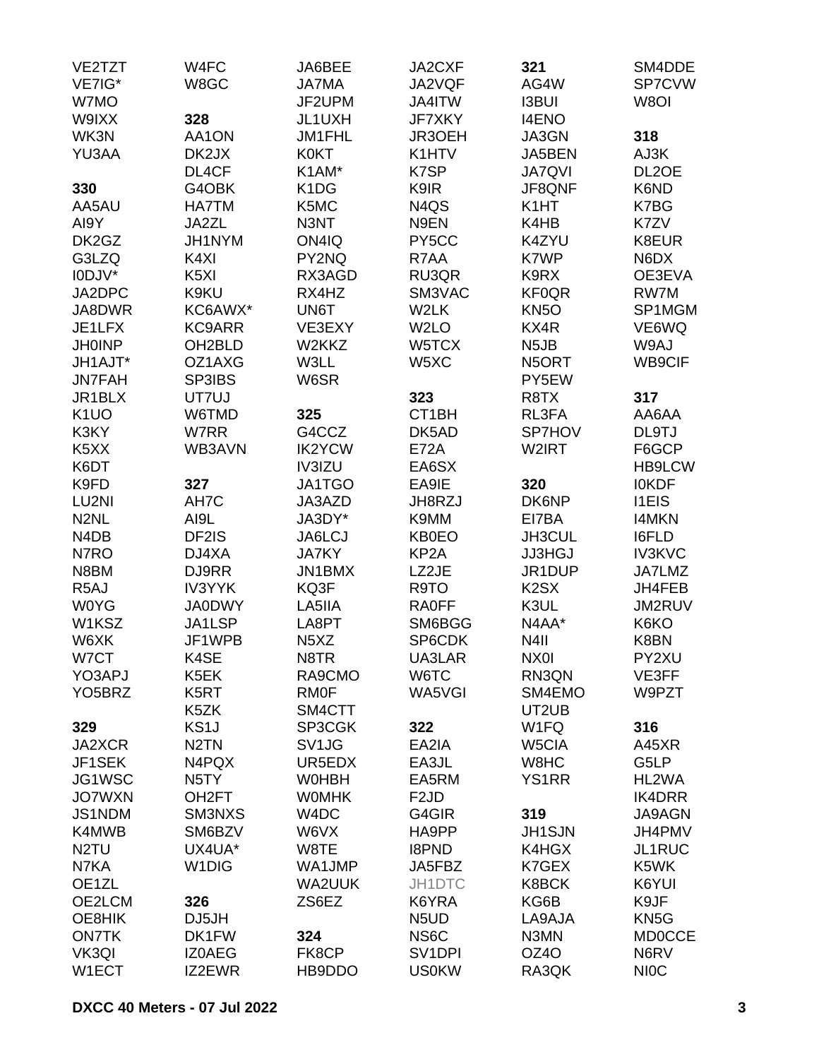VE2TZT
VE7IG*
W7MO
W9IXX
WK3N
YU3AA

**330**
AA5AU
AI9Y
DK2GZ
G3LZQ
I0DJV*
JA2DPC
JA8DWR
JE1LFX
JH0INP
JH1AJT*
JN7FAH
JR1BLX
K1UO
K3KY
K5XX
K6DT
K9FD
LU2NI
N2NL
N4DB
N7RO
N8BM
R5AJ
W0YG
W1KSZ
W6XK
W7CT
YO3APJ
YO5BRZ

**329**
JA2XCR
JF1SEK
JG1WSC
JO7WXN
JS1NDM
K4MWB
N2TU
N7KA
OE1ZL
OE2LCM
OE8HIK
ON7TK
VK3QI
W1ECT

W4FC
W8GC

**328**
AA1ON
DK2JX
DL4CF
G4OBK
HA7TM
JA2ZL
JH1NYM
K4XI
K5XI
K9KU
KC6AWX*
KC9ARR
OH2BLD
OZ1AXG
SP3IBS
UT7UJ
W6TMD
W7RR
WB3AVN

**327**
AH7C
AI9L
DF2IS
DJ4XA
DJ9RR
IV3YYK
JA0DWY
JA1LSP
JF1WPB
K4SE
K5EK
K5RT
K5ZK
KS1J
N2TN
N4PQX
N5TY
OH2FT
SM3NXS
SM6BZV
UX4UA*
W1DIG

**326**
DJ5JH
DK1FW
IZ0AEG
IZ2EWR

JA6BEE
JA7MA
JF2UPM
JL1UXH
JM1FHL
K0KT
K1AM*
K1DG
K5MC
N3NT
ON4IQ
PY2NQ
RX3AGD
RX4HZ
UN6T
VE3EXY
W2KKZ
W3LL
W6SR

**325**
G4CCZ
IK2YCW
IV3IZU
JA1TGO
JA3AZD
JA3DY*
JA6LCJ
JA7KY
JN1BMX
KQ3F
LA5IIA
LA8PT
N5XZ
N8TR
RA9CMO
RM0F
SM4CTT
SP3CGK
SV1JG
UR5EDX
W0HBH
W0MHK
W4DC
W6VX
W8TE
WA1JMP
WA2UUK
ZS6EZ

**324**
FK8CP
HB9DDO

JA2CXF
JA2VQF
JA4ITW
JF7XKY
JR3OEH
K1HTV
K7SP
K9IR
N4QS
N9EN
PY5CC
R7AA
RU3QR
SM3VAC
W2LK
W2LO
W5TCX
W5XC

**323**
CT1BH
DK5AD
E72A
EA6SX
EA9IE
JH8RZJ
K9MM
KB0EO
KP2A
LZ2JE
R9TO
RA0FF
SM6BGG
SP6CDK
UA3LAR
W6TC
WA5VGI

**322**
EA2IA
EA3JL
EA5RM
F2JD
G4GIR
HA9PP
I8PND
JA5FBZ
JH1DTC
K6YRA
N5UD
NS6C
SV1DPI
US0KW

**321**
AG4W
I3BUI
I4ENO
JA3GN
JA5BEN
JA7QVI
JF8QNF
K1HT
K4HB
K4ZYU
K7WP
K9RX
KF0QR
KN5O
KX4R
N5JB
N5ORT
PY5EW
R8TX
RL3FA
SP7HOV
W2IRT

**320**
DK6NP
EI7BA
JH3CUL
JJ3HGJ
JR1DUP
K2SX
K3UL
N4AA*
N4II
NX0I
RN3QN
SM4EMO
UT2UB
W1FQ
W5CIA
W8HC
YS1RR

**319**
JH1SJN
K4HGX
K7GEX
K8BCK
KG6B
LA9AJA
N3MN
OZ4O
RA3QK

SM4DDE
SP7CVW
W8OI

**318**
AJ3K
DL2OE
K6ND
K7BG
K7ZV
K8EUR
N6DX
OE3EVA
RW7M
SP1MGM
VE6WQ
W9AJ
WB9CIF

**317**
AA6AA
DL9TJ
F6GCP
HB9LCW
I0KDF
I1EIS
I4MKN
I6FLD
IV3KVC
JA7LMZ
JH4FEB
JM2RUV
K6KO
K8BN
PY2XU
VE3FF
W9PZT

**316**
A45XR
G5LP
HL2WA
IK4DRR
JA9AGN
JH4PMV
JL1RUC
K5WK
K6YUI
K9JF
KN5G
MD0CCE
N6RV
NI0C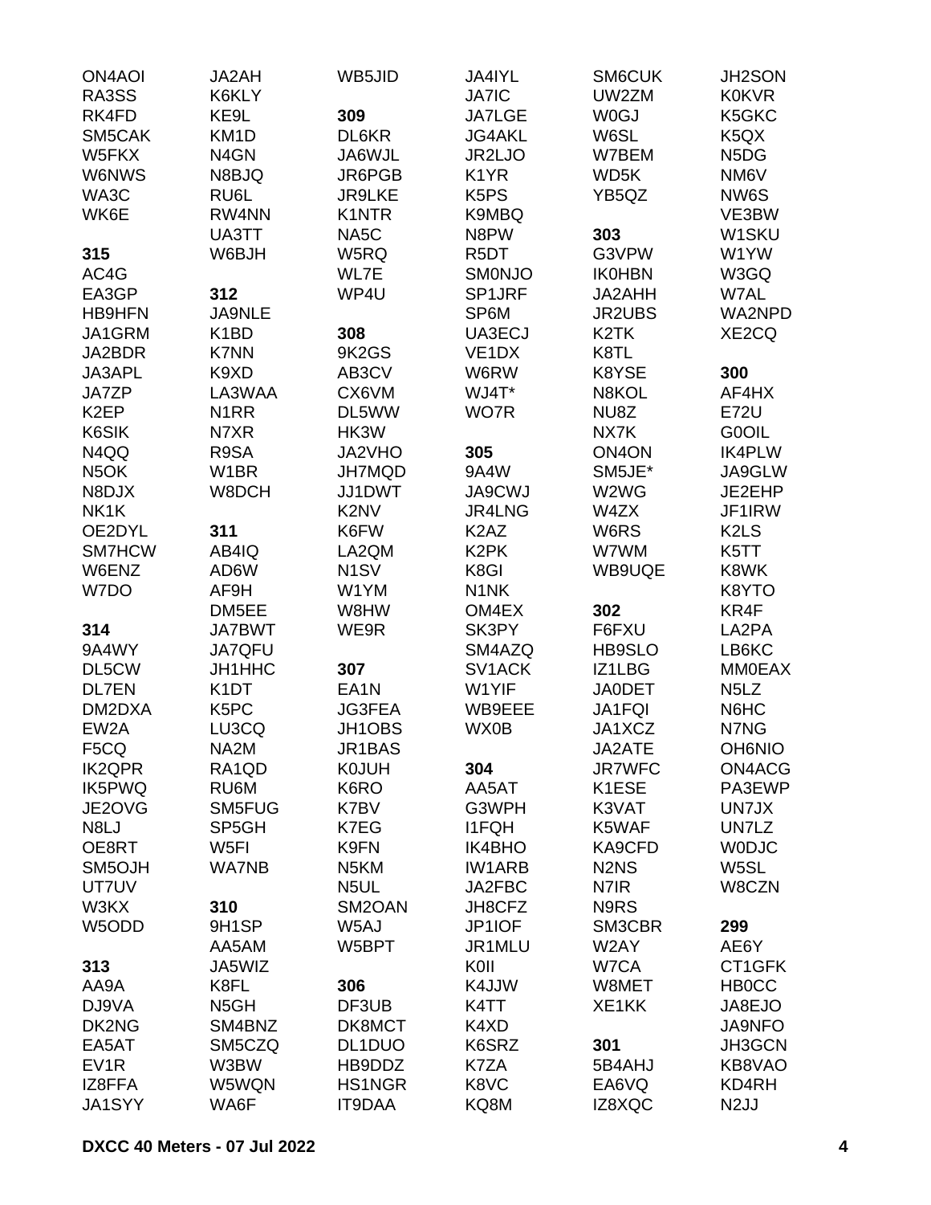ON4AOI
RA3SS
RK4FD
SM5CAK
W5FKX
W6NWS
WA3C
WK6E

**315**
AC4G
EA3GP
HB9HFN
JA1GRM
JA2BDR
JA3APL
JA7ZP
K2EP
K6SIK
N4QQ
N5OK
N8DJX
NK1K
OE2DYL
SM7HCW
W6ENZ
W7DO

**314**
9A4WY
DL5CW
DL7EN
DM2DXA
EW2A
F5CQ
IK2QPR
IK5PWQ
JE2OVG
N8LJ
OE8RT
SM5OJH
UT7UV
W3KX
W5ODD

**313**
AA9A
DJ9VA
DK2NG
EA5AT
EV1R
IZ8FFA
JA1SYY
JA2AH
K6KLY
KE9L
KM1D
N4GN
N8BJQ
RU6L
RW4NN
UA3TT
W6BJH

**312**
JA9NLE
K1BD
K7NN
K9XD
LA3WAA
N1RR
N7XR
R9SA
W1BR
W8DCH

**311**
AB4IQ
AD6W
AF9H
DM5EE
JA7BWT
JA7QFU
JH1HHC
K1DT
K5PC
LU3CQ
NA2M
RA1QD
RU6M
SM5FUG
SP5GH
W5FI
WA7NB

**310**
9H1SP
AA5AM
JA5WIZ
K8FL
N5GH
SM4BNZ
SM5CZQ
W3BW
W5WQN
WA6F
WB5JID

**309**
DL6KR
JA6WJL
JR6PGB
JR9LKE
K1NTR
NA5C
W5RQ
WL7E
WP4U

**308**
9K2GS
AB3CV
CX6VM
DL5WW
HK3W
JA2VHO
JH7MQD
JJ1DWT
K2NV
K6FW
LA2QM
N1SV
W1YM
W8HW
WE9R

**307**
EA1N
JG3FEA
JH1OBS
JR1BAS
K0JUH
K6RO
K7BV
K7EG
K9FN
N5KM
N5UL
SM2OAN
W5AJ
W5BPT

**306**
DF3UB
DK8MCT
DL1DUO
HB9DDZ
HS1NGR
IT9DAA
JA4IYL
JA7IC
JA7LGE
JG4AKL
JR2LJO
K1YR
K5PS
K9MBQ
N8PW
R5DT
SM0NJO
SP1JRF
SP6M
UA3ECJ
VE1DX
W6RW
WJ4T*
WO7R

**305**
9A4W
JA9CWJ
JR4LNG
K2AZ
K2PK
K8GI
N1NK
OM4EX
SK3PY
SM4AZQ
SV1ACK
W1YIF
WB9EEE
WX0B

**304**
AA5AT
G3WPH
I1FQH
IK4BHO
IW1ARB
JA2FBC
JH8CFZ
JP1IOF
JR1MLU
K0II
K4JJW
K4TT
K4XD
K6SRZ
K7ZA
K8VC
KQ8M
SM6CUK
UW2ZM
W0GJ
W6SL
W7BEM
WD5K
YB5QZ

**303**
G3VPW
IK0HBN
JA2AHH
JR2UBS
K2TK
K8TL
K8YSE
N8KOL
NU8Z
NX7K
ON4ON
SM5JE*
W2WG
W4ZX
W6RS
W7WM
WB9UQE

**302**
F6FXU
HB9SLO
IZ1LBG
JA0DET
JA1FQI
JA1XCZ
JA2ATE
JR7WFC
K1ESE
K3VAT
K5WAF
KA9CFD
N2NS
N7IR
N9RS
SM3CBR
W2AY
W7CA
W8MET
XE1KK

**301**
5B4AHJ
EA6VQ
IZ8XQC
JH2SON
K0KVR
K5GKC
K5QX
N5DG
NM6V
NW6S
VE3BW
W1SKU
W1YW
W3GQ
W7AL
WA2NPD
XE2CQ

**300**
AF4HX
E72U
G0OIL
IK4PLW
JA9GLW
JE2EHP
JF1IRW
K2LS
K5TT
K8WK
K8YTO
KR4F
LA2PA
LB6KC
MM0EAX
N5LZ
N6HC
N7NG
OH6NIO
ON4ACG
PA3EWP
UN7JX
UN7LZ
W0DJC
W5SL
W8CZN

**299**
AE6Y
CT1GFK
HB0CC
JA8EJO
JA9NFO
JH3GCN
KB8VAO
KD4RH
N2JJ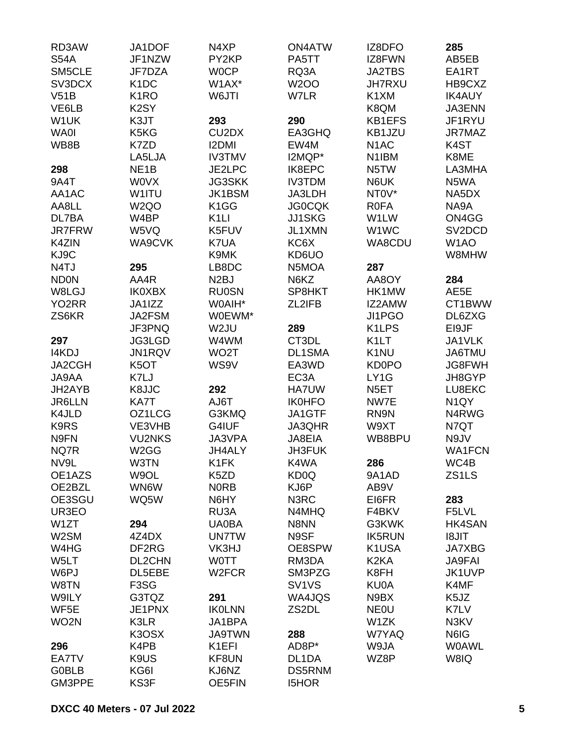RD3AW
S54A
SM5CLE
SV3DCX
V51B
VE6LB
W1UK
WA0I
WB8B

**298**
9A4T
AA1AC
AA8LL
DL7BA
JR7FRW
K4ZIN
KJ9C
N4TJ
ND0N
W8LGJ
YO2RR
ZS6KR

**297**
I4KDJ
JA2CGH
JA9AA
JH2AYB
JR6LLN
K4JLD
K9RS
N9FN
NQ7R
NV9L
OE1AZS
OE2BZL
OE3SGU
UR3EO
W1ZT
W2SM
W4HG
W5LT
W6PJ
W8TN
W9ILY
WF5E
WO2N

**296**
EA7TV
G0BLB
GM3PPE

JA1DOF
JF1NZW
JF7DZA
K1DC
K1RO
K2SY
K3JT
K5KG
K7ZD
LA5LJA
NE1B
W0VX
W1ITU
W2QO
W4BP
W5VQ
WA9CVK

**295**
AA4R
IK0XBX
JA1IZZ
JA2FSM
JF3PNQ
JG3LGD
JN1RQV
K5OT
K7LJ
K8JJC
KA7T
OZ1LCG
VE3VHB
VU2NKS
W2GG
W3TN
W9OL
WN6W
WQ5W

**294**
4Z4DX
DF2RG
DL2CHN
DL5EBE
F3SG
G3TQZ
JE1PNX
K3LR
K3OSX
K4PB
K9US
KG6I
KS3F

N4XP
PY2KP
W0CP
W1AX*
W6JTI

**293**
CU2DX
I2DMI
IV3TMV
JE2LPC
JG3SKK
JK1BSM
K1GG
K1LI
K5FUV
K7UA
K9MK
LB8DC
N2BJ
RU0SN
W0AIH*
W0EWM*
W2JU
W4WM
WO2T
WS9V

**292**
AJ6T
G3KMQ
G4IUF
JA3VPA
JH4ALY
K1FK
K5ZD
N0RB
N6HY
RU3A
UA0BA
UN7TW
VK3HJ
W0TT
W2FCR

**291**
IK0LNN
JA1BPA
JA9TWN
K1EFI
KF8UN
KJ6NZ
OE5FIN

ON4ATW
PA5TT
RQ3A
W2OO
W7LR

**290**
EA3GHQ
EW4M
I2MQP*
IK8EPC
IV3TDM
JA3LDH
JG0CQK
JJ1SKG
JL1XMN
KC6X
KD6UO
N5MOA
N6KZ
SP8HKT
ZL2IFB

**289**
CT3DL
DL1SMA
EA3WD
EC3A
HA7UW
IK0HFO
JA1GTF
JA3QHR
JA8EIA
JH3FUK
K4WA
KD0Q
KJ6P
N3RC
N4MHQ
N8NN
N9SF
OE8SPW
RM3DA
SM3PZG
SV1VS
WA4JQS
ZS2DL

**288**
AD8P*
DL1DA
DS5RNM
I5HOR

IZ8DFO
IZ8FWN
JA2TBS
JH7RXU
K1XM
K8QM
KB1EFS
KB1JZU
N1AC
N1IBM
N5TW
N6UK
NT0V*
R0FA
W1LW
W1WC
WA8CDU

**287**
AA8OY
HK1MW
IZ2AMW
JI1PGO
K1LPS
K1LT
K1NU
KD0PO
LY1G
N5ET
NW7E
RN9N
W9XT
WB8BPU

**286**
9A1AD
AB9V
EI6FR
F4BKV
G3KWK
IK5RUN
K1USA
K2KA
K8FH
KU0A
N9BX
NE0U
W1ZK
W7YAQ
W9JA
WZ8P

**285**
AB5EB
EA1RT
HB9CXZ
IK4AUY
JA3ENN
JF1RYU
JR7MAZ
K4ST
K8ME
LA3MHA
N5WA
NA5DX
NA9A
ON4GG
SV2DCD
W1AO
W8MHW

**284**
AE5E
CT1BWW
DL6ZXG
EI9JF
JA1VLK
JA6TMU
JG8FWH
JH8GYP
LU8EKC
N1QY
N4RWG
N7QT
N9JV
WA1FCN
WC4B
ZS1LS

**283**
F5LVL
HK4SAN
I8JIT
JA7XBG
JA9FAI
JK1UVP
K4MF
K5JZ
K7LV
N3KV
N6IG
W0AWL
W8IQ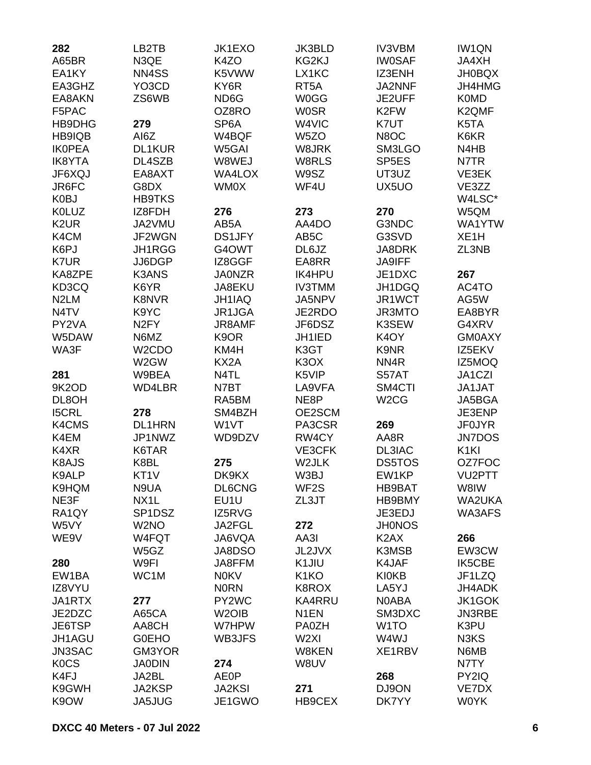**282**
A65BR
EA1KY
EA3GHZ
EA8AKN
F5PAC
HB9DHG
HB9IQB
IK0PEA
IK8YTA
JF6XQJ
JR6FC
K0BJ
K0LUZ
K2UR
K4CM
K6PJ
K7UR
KA8ZPE
KD3CQ
N2LM
N4TV
PY2VA
W5DAW
WA3F

**281**
9K2OD
DL8OH
I5CRL
K4CMS
K4EM
K4XR
K8AJS
K9ALP
K9HQM
NE3F
RA1QY
W5VY
WE9V

**280**
EW1BA
IZ8VYU
JA1RTX
JE2DZC
JE6TSP
JH1AGU
JN3SAC
K0CS
K4FJ
K9GWH
K9OW
LB2TB
N3QE
NN4SS
YO3CD
ZS6WB

**279**
AI6Z
DL1KUR
DL4SZB
EA8AXT
G8DX
HB9TKS
IZ8FDH
JA2VMU
JF2WGN
JH1RGG
JJ6DGP
K3ANS
K6YR
K8NVR
K9YC
N2FY
N6MZ
W2CDO
W2GW
W9BEA
WD4LBR

**278**
DL1HRN
JP1NWZ
K6TAR
K8BL
KT1V
N9UA
NX1L
SP1DSZ
W2NO
W4FQT
W5GZ
W9FI
WC1M

**277**
A65CA
AA8CH
G0EHO
GM3YOR
JA0DIN
JA2BL
JA2KSP
JA5JUG
JK1EXO
K4ZO
K5VWW
KY6R
ND6G
OZ8RO
SP6A
W4BQF
W5GAI
W8WEJ
WA4LOX
WM0X

**276**
AB5A
DS1JFY
G4OWT
IZ8GGF
JA0NZR
JA8EKU
JH1IAQ
JR1JGA
JR8AMF
K9OR
KM4H
KX2A
N4TL
N7BT
RA5BM
SM4BZH
W1VT
WD9DZV

**275**
DK9KX
DL6CNG
EU1U
IZ5RVG
JA2FGL
JA6VQA
JA8DSO
JA8FFM
N0KV
N0RN
PY2WC
W2OIB
W7HPW
WB3JFS

**274**
AE0P
JA2KSI
JE1GWO
JK3BLD
KG2KJ
LX1KC
RT5A
W0GG
W0SR
W4VIC
W5ZO
W8JRK
W8RLS
W9SZ
WF4U

**273**
AA4DO
AB5C
DL6JZ
EA8RR
IK4HPU
IV3TMM
JA5NPV
JE2RDO
JF6DSZ
JH1IED
K3GT
K3OX
K5VIP
LA9VFA
NE8P
OE2SCM
PA3CSR
RW4CY
VE3CFK
W2JLK
W3BJ
WF2S
ZL3JT

**272**
AA3I
JL2JVX
K1JIU
K1KO
K8ROX
KA4RRU
N1EN
PA0ZH
W2XI
W8KEN
W8UV

**271**
HB9CEX
IV3VBM
IW0SAF
IZ3ENH
JA2NNF
JE2UFF
K2FW
K7UT
N8OC
SM3LGO
SP5ES
UT3UZ
UX5UO

**270**
G3NDC
G3SVD
JA8DRK
JA9IFF
JE1DXC
JH1DGQ
JR1WCT
JR3MTO
K3SEW
K4OY
K9NR
NN4R
S57AT
SM4CTI
W2CG

**269**
AA8R
DL3IAC
DS5TOS
EW1KP
HB9BAT
HB9BMY
JE3EDJ
JH0NOS
K2AX
K3MSB
K4JAF
KI0KB
LA5YJ
N0ABA
SM3DXC
W1TO
W4WJ
XE1RBV

**268**
DJ9ON
DK7YY
IW1QN
JA4XH
JH0BQX
JH4HMG
K0MD
K2QMF
K5TA
K6KR
N4HB
N7TR
VE3EK
VE3ZZ
W4LSC*
W5QM
WA1YTW
XE1H
ZL3NB

**267**
AC4TO
AG5W
EA8BYR
G4XRV
GM0AXY
IZ5EKV
IZ5MOQ
JA1CZI
JA1JAT
JA5BGA
JE3ENP
JF0JYR
JN7DOS
K1KI
OZ7FOC
VU2PTT
W8IW
WA2UKA
WA3AFS

**266**
EW3CW
IK5CBE
JF1LZQ
JH4ADK
JK1GOK
JN3RBE
K3PU
N3KS
N6MB
N7TY
PY2IQ
VE7DX
W0YK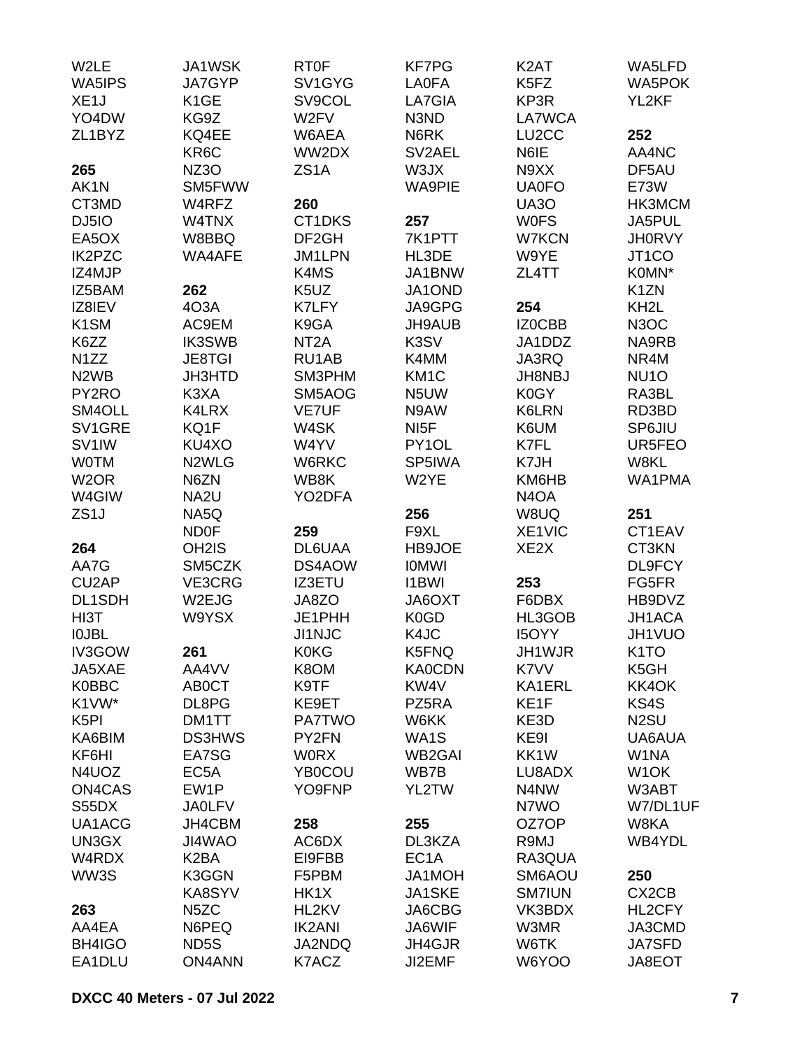W2LE
WA5IPS
XE1J
YO4DW
ZL1BYZ

**265**
AK1N
CT3MD
DJ5IO
EA5OX
IK2PZC
IZ4MJP
IZ5BAM
IZ8IEV
K1SM
K6ZZ
N1ZZ
N2WB
PY2RO
SM4OLL
SV1GRE
SV1IW
W0TM
W2OR
W4GIW
ZS1J

**264**
AA7G
CU2AP
DL1SDH
HI3T
I0JBL
IV3GOW
JA5XAE
K0BBC
K1VW*
K5PI
KA6BIM
KF6HI
N4UOZ
ON4CAS
S55DX
UA1ACG
UN3GX
W4RDX
WW3S

**263**
AA4EA
BH4IGO
EA1DLU

JA1WSK
JA7GYP
K1GE
KG9Z
KQ4EE
KR6C
NZ3O
SM5FWW
W4RFZ
W4TNX
W8BBQ
WA4AFE

**262**
4O3A
AC9EM
IK3SWB
JE8TGI
JH3HTD
K3XA
K4LRX
KQ1F
KU4XO
N2WLG
N6ZN
NA2U
NA5Q
ND0F
OH2IS
SM5CZK
VE3CRG
W2EJG
W9YSX

**261**
AA4VV
AB0CT
DL8PG
DM1TT
DS3HWS
EA7SG
EC5A
EW1P
JA0LFV
JH4CBM
JI4WAO
K2BA
K3GGN
KA8SYV
N5ZC
N6PEQ
ND5S
ON4ANN

RT0F
SV1GYG
SV9COL
W2FV
W6AEA
WW2DX
ZS1A

**260**
CT1DKS
DF2GH
JM1LPN
K4MS
K5UZ
K7LFY
K9GA
NT2A
RU1AB
SM3PHM
SM5AOG
VE7UF
W4SK
W4YV
W6RKC
WB8K
YO2DFA

**259**
DL6UAA
DS4AOW
IZ3ETU
JA8ZO
JE1PHH
JI1NJC
K0KG
K8OM
K9TF
KE9ET
PA7TWO
PY2FN
W0RX
YB0COU
YO9FNP

**258**
AC6DX
EI9FBB
F5PBM
HK1X
HL2KV
IK2ANI
JA2NDQ
K7ACZ

KF7PG
LA0FA
LA7GIA
N3ND
N6RK
SV2AEL
W3JX
WA9PIE

**257**
7K1PTT
HL3DE
JA1BNW
JA1OND
JA9GPG
JH9AUB
K3SV
K4MM
KM1C
N5UW
N9AW
NI5F
PY1OL
SP5IWA
W2YE

**256**
F9XL
HB9JOE
I0MWI
I1BWI
JA6OXT
K0GD
K4JC
K5FNQ
KA0CDN
KW4V
PZ5RA
W6KK
WA1S
WB2GAI
WB7B
YL2TW

**255**
DL3KZA
EC1A
JA1MOH
JA1SKE
JA6CBG
JA6WIF
JH4GJR
JI2EMF

K2AT
K5FZ
KP3R
LA7WCA
LU2CC
N6IE
N9XX
UA0FO
UA3O
W0FS
W7KCN
W9YE
ZL4TT

**254**
IZ0CBB
JA1DDZ
JA3RQ
JH8NBJ
K0GY
K6LRN
K6UM
K7FL
K7JH
KM6HB
N4OA
W8UQ
XE1VIC
XE2X

**253**
F6DBX
HL3GOB
I5OYY
JH1WJR
K7VV
KA1ERL
KE1F
KE3D
KE9I
KK1W
LU8ADX
N4NW
N7WO
OZ7OP
R9MJ
RA3QUA
SM6AOU
SM7IUN
VK3BDX
W3MR
W6TK
W6YOO

WA5LFD
WA5POK
YL2KF

**252**
AA4NC
DF5AU
E73W
HK3MCM
JA5PUL
JH0RVY
JT1CO
K0MN*
K1ZN
KH2L
N3OC
NA9RB
NR4M
NU1O
RA3BL
RD3BD
SP6JIU
UR5FEO
W8KL
WA1PMA

**251**
CT1EAV
CT3KN
DL9FCY
FG5FR
HB9DVZ
JH1ACA
JH1VUO
K1TO
K5GH
KK4OK
KS4S
N2SU
UA6AUA
W1NA
W1OK
W3ABT
W7/DL1UF
W8KA
WB4YDL

**250**
CX2CB
HL2CFY
JA3CMD
JA7SFD
JA8EOT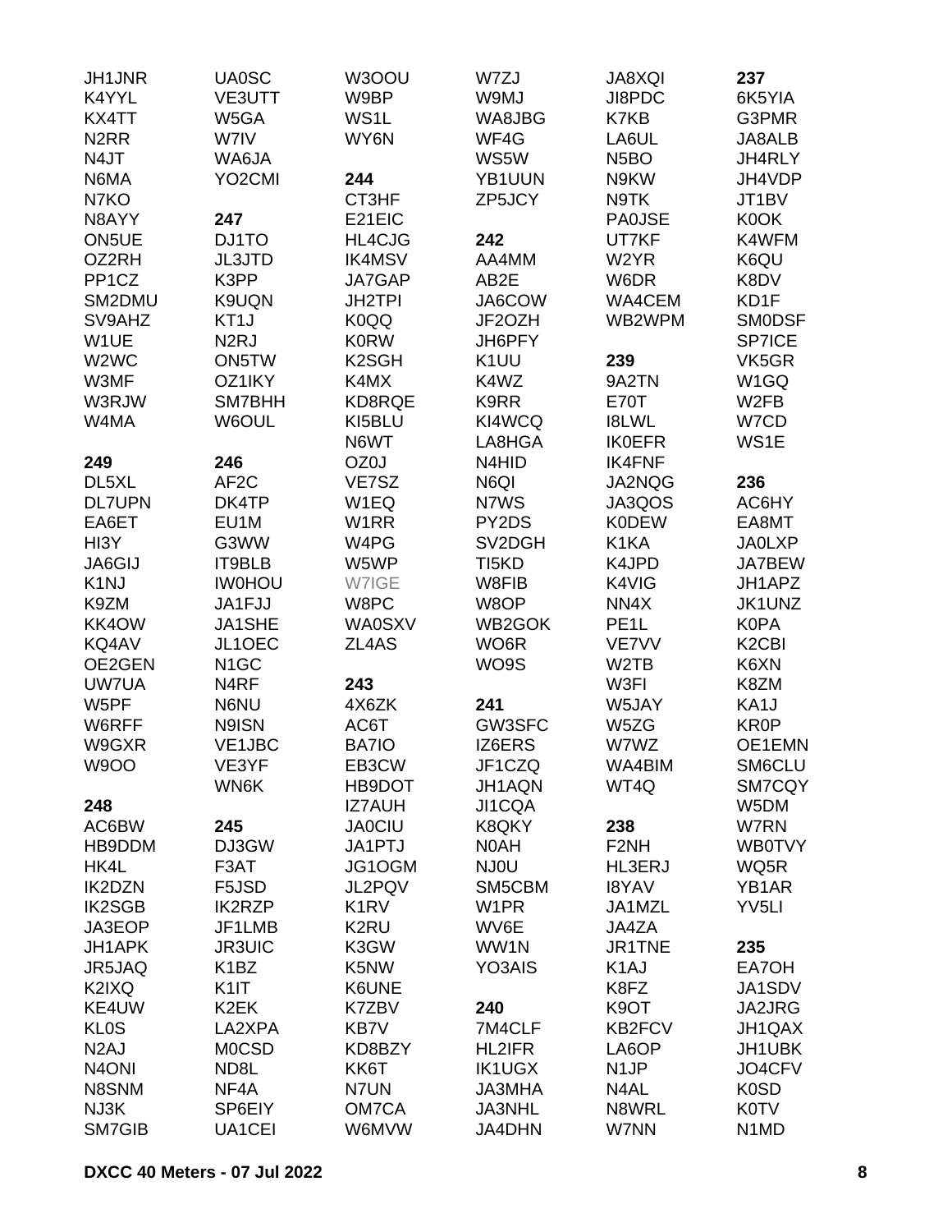JH1JNR
K4YYL
KX4TT
N2RR
N4JT
N6MA
N7KO
N8AYY
ON5UE
OZ2RH
PP1CZ
SM2DMU
SV9AHZ
W1UE
W2WC
W3MF
W3RJW
W4MA

**249**

DL5XL
DL7UPN
EA6ET
HI3Y
JA6GIJ
K1NJ
K9ZM
KK4OW
KQ4AV
OE2GEN
UW7UA
W5PF
W6RFF
W9GXR
W9OO

**248**

AC6BW
HB9DDM
HK4L
IK2DZN
IK2SGB
JA3EOP
JH1APK
JR5JAQ
K2IXQ
KE4UW
KL0S
N2AJ
N4ONI
N8SNM
NJ3K
SM7GIB

UA0SC
VE3UTT
W5GA
W7IV
WA6JA
YO2CMI

**247**

DJ1TO
JL3JTD
K3PP
K9UQN
KT1J
N2RJ
ON5TW
OZ1IKY
SM7BHH
W6OUL

**246**

AF2C
DK4TP
EU1M
G3WW
IT9BLB
IW0HOU
JA1FJJ
JA1SHE
JL1OEC
N1GC
N4RF
N6NU
N9ISN
VE1JBC
VE3YF
WN6K

**245**

DJ3GW
F3AT
F5JSD
IK2RZP
JF1LMB
JR3UIC
K1BZ
K1IT
K2EK
LA2XPA
M0CSD
ND8L
NF4A
SP6EIY
UA1CEI

W3OOU
W9BP
WS1L
WY6N

**244**

CT3HF
E21EIC
HL4CJG
IK4MSV
JA7GAP
JH2TPI
K0QQ
K0RW
K2SGH
K4MX
KD8RQE
KI5BLU
N6WT
OZ0J
VE7SZ
W1EQ
W1RR
W4PG
W5WP
W7IGE
W8PC
WA0SXV
ZL4AS

**243**

4X6ZK
AC6T
BA7IO
EB3CW
HB9DOT
IZ7AUH
JA0CIU
JA1PTJ
JG1OGM
JL2PQV
K1RV
K2RU
K3GW
K5NW
K6UNE
K7ZBV
KB7V
KD8BZY
KK6T
N7UN
OM7CA
W6MVW

W7ZJ
W9MJ
WA8JBG
WF4G
WS5W
YB1UUN
ZP5JCY

**242**

AA4MM
AB2E
JA6COW
JF2OZH
JH6PFY
K1UU
K4WZ
K9RR
KI4WCQ
LA8HGA
N4HID
N6QI
N7WS
PY2DS
SV2DGH
TI5KD
W8FIB
W8OP
WB2GOK
WO6R
WO9S

**241**

GW3SFC
IZ6ERS
JF1CZQ
JH1AQN
JI1CQA
K8QKY
N0AH
NJ0U
SM5CBM
W1PR
WV6E
WW1N
YO3AIS

**240**

7M4CLF
HL2IFR
IK1UGX
JA3MHA
JA3NHL
JA4DHN

JA8XQI
JI8PDC
K7KB
LA6UL
N5BO
N9KW
N9TK
PA0JSE
UT7KF
W2YR
W6DR
WA4CEM
WB2WPM

**239**

9A2TN
E70T
I8LWL
IK0EFR
IK4FNF
JA2NQG
JA3QOS
K0DEW
K1KA
K4JPD
K4VIG
NN4X
PE1L
VE7VV
W2TB
W3FI
W5JAY
W5ZG
W7WZ
WA4BIM
WT4Q

**238**

F2NH
HL3ERJ
I8YAV
JA1MZL
JA4ZA
JR1TNE
K1AJ
K8FZ
K9OT
KB2FCV
LA6OP
N1JP
N4AL
N8WRL
W7NN

**237**

6K5YIA
G3PMR
JA8ALB
JH4RLY
JH4VDP
JT1BV
K0OK
K4WFM
K6QU
K8DV
KD1F
SM0DSF
SP7ICE
VK5GR
W1GQ
W2FB
W7CD
WS1E

**236**

AC6HY
EA8MT
JA0LXP
JA7BEW
JH1APZ
JK1UNZ
K0PA
K2CBI
K6XN
K8ZM
KA1J
KR0P
OE1EMN
SM6CLU
SM7CQY
W5DM
W7RN
WB0TVY
WQ5R
YB1AR
YV5LI

**235**

EA7OH
JA1SDV
JA2JRG
JH1QAX
JH1UBK
JO4CFV
K0SD
K0TV
N1MD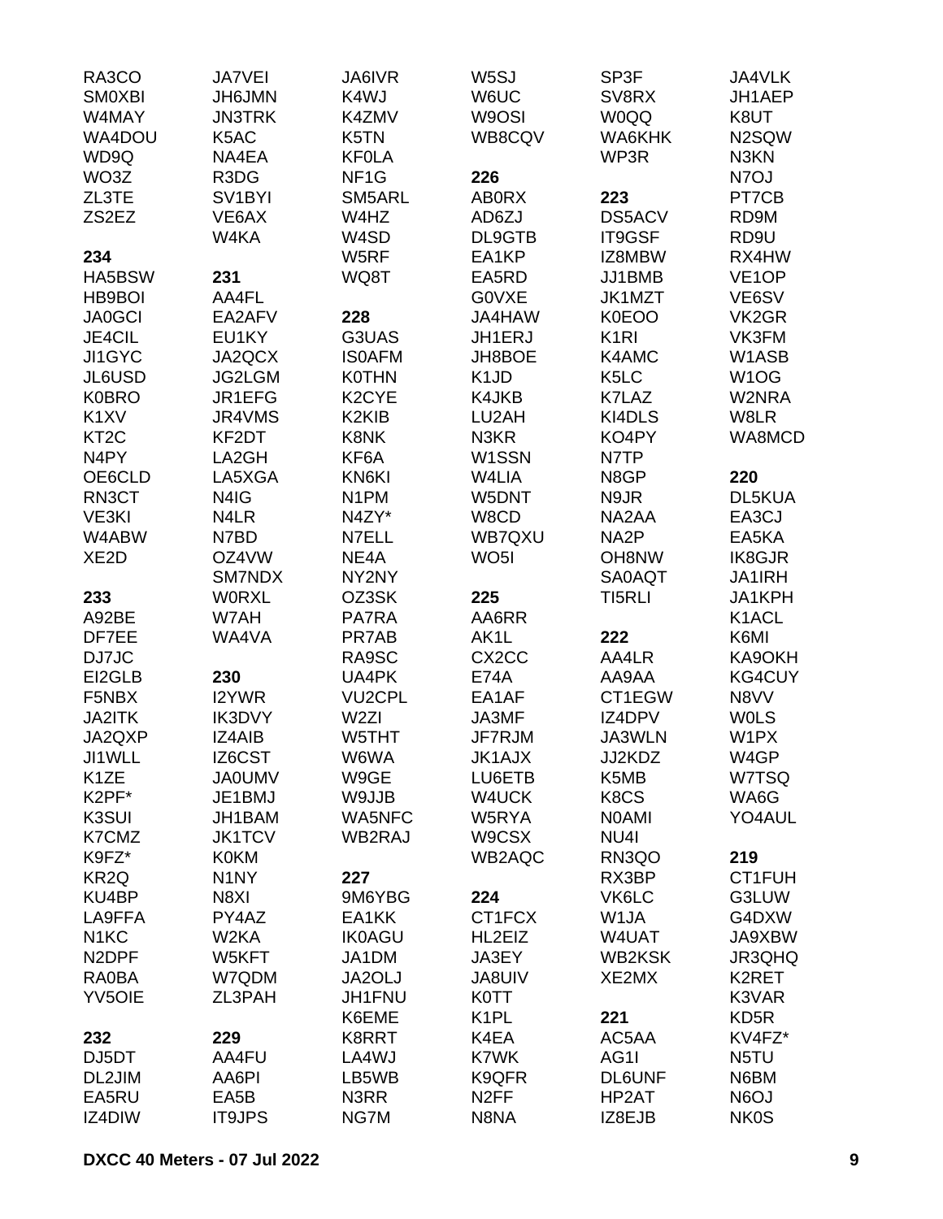RA3CO
SM0XBI
W4MAY
WA4DOU
WD9Q
WO3Z
ZL3TE
ZS2EZ

**234**

HA5BSW
HB9BOI
JA0GCI
JE4CIL
JI1GYC
JL6USD
K0BRO
K1XV
KT2C
N4PY
OE6CLD
RN3CT
VE3KI
W4ABW
XE2D

**233**

A92BE
DF7EE
DJ7JC
EI2GLB
F5NBX
JA2ITK
JA2QXP
JI1WLL
K1ZE
K2PF*
K3SUI
K7CMZ
K9FZ*
KR2Q
KU4BP
LA9FFA
N1KC
N2DPF
RA0BA
YV5OIE

**232**

DJ5DT
DL2JIM
EA5RU
IZ4DIW

JA7VEI
JH6JMN
JN3TRK
K5AC
NA4EA
R3DG
SV1BYI
VE6AX
W4KA

**231**

AA4FL
EA2AFV
EU1KY
JA2QCX
JG2LGM
JR1EFG
JR4VMS
KF2DT
LA2GH
LA5XGA
N4IG
N4LR
N7BD
OZ4VW
SM7NDX
W0RXL
W7AH
WA4VA

**230**

I2YWR
IK3DVY
IZ4AIB
IZ6CST
JA0UMV
JE1BMJ
JH1BAM
JK1TCV
K0KM
N1NY
N8XI
PY4AZ
W2KA
W5KFT
W7QDM
ZL3PAH

**229**

AA4FU
AA6PI
EA5B
IT9JPS

JA6IVR
K4WJ
K4ZMV
K5TN
KF0LA
NF1G
SM5ARL
W4HZ
W4SD
W5RF
WQ8T

**228**

G3UAS
IS0AFM
K0THN
K2CYE
K2KIB
K8NK
KF6A
KN6KI
N1PM
N4ZY*
N7ELL
NE4A
NY2NY
OZ3SK
PA7RA
PR7AB
RA9SC
UA4PK
VU2CPL
W2ZI
W5THT
W6WA
W9GE
W9JJB
WA5NFC
WB2RAJ

**227**

9M6YBG
EA1KK
IK0AGU
JA1DM
JA2OLJ
JH1FNU
K6EME
K8RRT
LA4WJ
LB5WB
N3RR
NG7M

W5SJ
W6UC
W9OSI
WB8CQV

**226**

AB0RX
AD6ZJ
DL9GTB
EA1KP
EA5RD
G0VXE
JA4HAW
JH1ERJ
JH8BOE
K1JD
K4JKB
LU2AH
N3KR
W1SSN
W4LIA
W5DNT
W8CD
WB7QXU
WO5I

**225**

AA6RR
AK1L
CX2CC
E74A
EA1AF
JA3MF
JF7RJM
JK1AJX
LU6ETB
W4UCK
W5RYA
W9CSX
WB2AQC

**224**

CT1FCX
HL2EIZ
JA3EY
JA8UIV
K0TT
K1PL
K4EA
K7WK
K9QFR
N2FF
N8NA

SP3F
SV8RX
W0QQ
WA6KHK
WP3R

**223**

DS5ACV
IT9GSF
IZ8MBW
JJ1BMB
JK1MZT
K0EOO
K1RI
K4AMC
K5LC
K7LAZ
KI4DLS
KO4PY
N7TP
N8GP
N9JR
NA2AA
NA2P
OH8NW
SA0AQT
TI5RLI

**222**

AA4LR
AA9AA
CT1EGW
IZ4DPV
JA3WLN
JJ2KDZ
K5MB
K8CS
N0AMI
NU4I
RN3QO
RX3BP
VK6LC
W1JA
W4UAT
WB2KSK
XE2MX

**221**

AC5AA
AG1I
DL6UNF
HP2AT
IZ8EJB

JA4VLK
JH1AEP
K8UT
N2SQW
N3KN
N7OJ
PT7CB
RD9M
RD9U
RX4HW
VE1OP
VE6SV
VK2GR
VK3FM
W1ASB
W1OG
W2NRA
W8LR
WA8MCD

**220**

DL5KUA
EA3CJ
EA5KA
IK8GJR
JA1IRH
JA1KPH
K1ACL
K6MI
KA9OKH
KG4CUY
N8VV
W0LS
W1PX
W4GP
W7TSQ
WA6G
YO4AUL

**219**

CT1FUH
G3LUW
G4DXW
JA9XBW
JR3QHQ
K2RET
K3VAR
KD5R
KV4FZ*
N5TU
N6BM
N6OJ
NK0S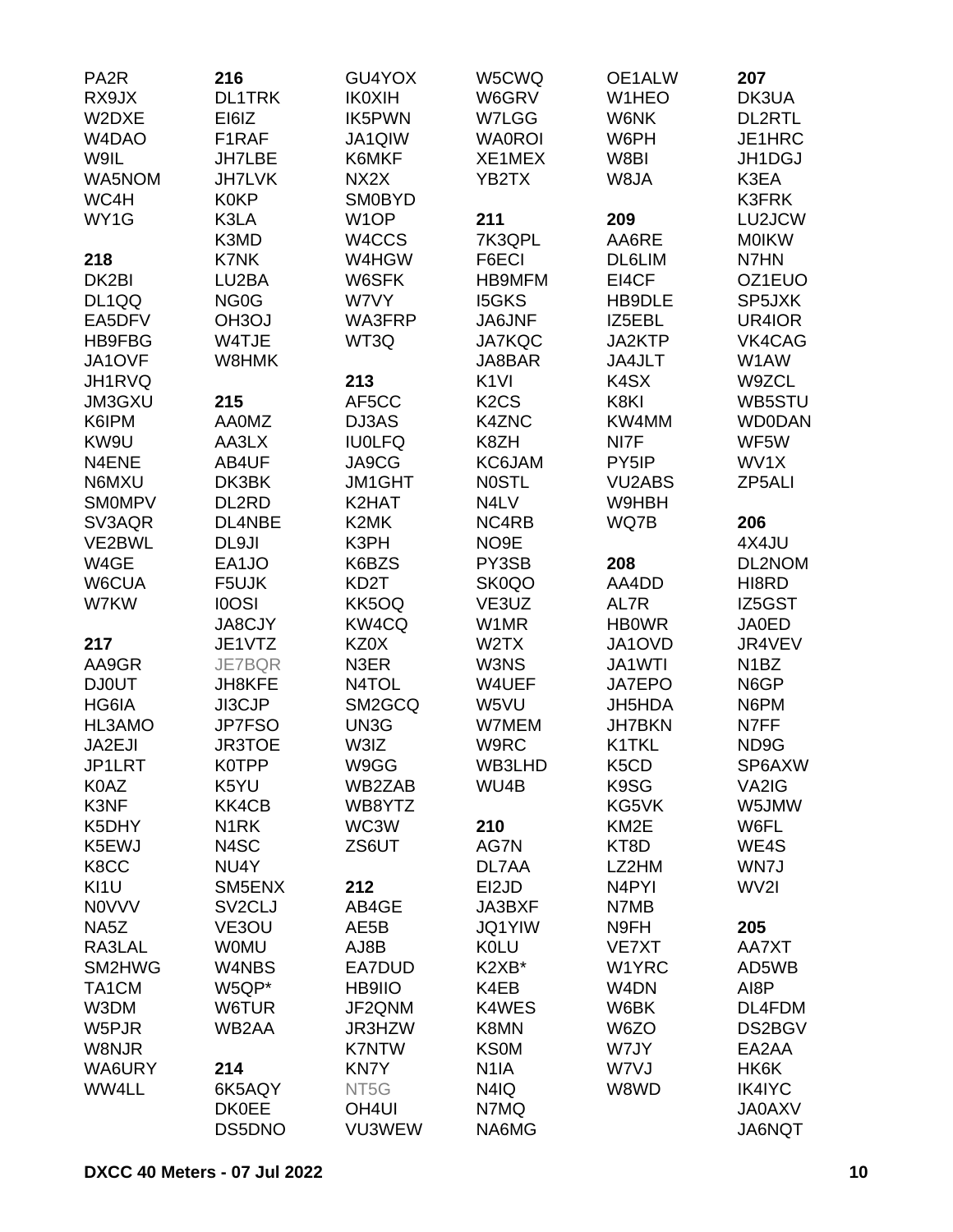PA2R
RX9JX
W2DXE
W4DAO
W9IL
WA5NOM
WC4H
WY1G

**218**

DK2BI
DL1QQ
EA5DFV
HB9FBG
JA1OVF
JH1RVQ
JM3GXU
K6IPM
KW9U
N4ENE
N6MXU
SM0MPV
SV3AQR
VE2BWL
W4GE
W6CUA
W7KW

**217**

AA9GR
DJ0UT
HG6IA
HL3AMO
JA2EJI
JP1LRT
K0AZ
K3NF
K5DHY
K5EWJ
K8CC
KI1U
N0VVV
NA5Z
RA3LAL
SM2HWG
TA1CM
W3DM
W5PJR
W8NJR
WA6URY
WW4LL

**216**

DL1TRK
EI6IZ
F1RAF
JH7LBE
JH7LVK
K0KP
K3LA
K3MD
K7NK
LU2BA
NG0G
OH3OJ
W4TJE
W8HMK

**215**

AA0MZ
AA3LX
AB4UF
DK3BK
DL2RD
DL4NBE
DL9JI
EA1JO
F5UJK
I0OSI
JA8CJY
JE1VTZ
JE7BQR
JH8KFE
JI3CJP
JP7FSO
JR3TOE
K0TPP
K5YU
KK4CB
N1RK
N4SC
NU4Y
SM5ENX
SV2CLJ
VE3OU
W0MU
W4NBS
W5QP*
W6TUR
WB2AA

**214**

6K5AQY
DK0EE
DS5DNO
GU4YOX
IK0XIH
IK5PWN
JA1QIW
K6MKF
NX2X
SM0BYD
W1OP
W4CCS
W4HGW
W6SFK
W7VY
WA3FRP
WT3Q

**213**

AF5CC
DJ3AS
IU0LFQ
JA9CG
JM1GHT
K2HAT
K2MK
K3PH
K6BZS
KD2T
KK5OQ
KW4CQ
KZ0X
N3ER
N4TOL
SM2GCQ
UN3G
W3IZ
W9GG
WB2ZAB
WB8YTZ
WC3W
ZS6UT

**212**

AB4GE
AE5B
AJ8B
EA7DUD
HB9IIO
JF2QNM
JR3HZW
K7NTW
KN7Y
NT5G
OH4UI
VU3WEW
W5CWQ
W6GRV
W7LGG
WA0ROI
XE1MEX
YB2TX

**211**

7K3QPL
F6ECI
HB9MFM
I5GKS
JA6JNF
JA7KQC
JA8BAR
K1VI
K2CS
K4ZNC
K8ZH
KC6JAM
N0STL
N4LV
NC4RB
NO9E
PY3SB
SK0QO
VE3UZ
W1MR
W2TX
W3NS
W4UEF
W5VU
W7MEM
W9RC
WB3LHD
WU4B

**210**

AG7N
DL7AA
EI2JD
JA3BXF
JQ1YIW
K0LU
K2XB*
K4EB
K4WES
K8MN
KS0M
N1IA
N4IQ
N7MQ
NA6MG
OE1ALW
W1HEO
W6NK
W6PH
W8BI
W8JA

**209**

AA6RE
DL6LIM
EI4CF
HB9DLE
IZ5EBL
JA2KTP
JA4JLT
K4SX
K8KI
KW4MM
NI7F
PY5IP
VU2ABS
W9HBH
WQ7B

**208**

AA4DD
AL7R
HB0WR
JA1OVD
JA1WTI
JA7EPO
JH5HDA
JH7BKN
K1TKL
K5CD
K9SG
KG5VK
KM2E
KT8D
LZ2HM
N4PYI
N7MB
N9FH
VE7XT
W1YRC
W4DN
W6BK
W6ZO
W7JY
W7VJ
W8WD

**207**

DK3UA
DL2RTL
JE1HRC
JH1DGJ
K3EA
K3FRK
LU2JCW
M0IKW
N7HN
OZ1EUO
SP5JXK
UR4IOR
VK4CAG
W1AW
W9ZCL
WB5STU
WD0DAN
WF5W
WV1X
ZP5ALI

**206**

4X4JU
DL2NOM
HI8RD
IZ5GST
JA0ED
JR4VEV
N1BZ
N6GP
N6PM
N7FF
ND9G
SP6AXW
VA2IG
W5JMW
W6FL
WE4S
WN7J
WV2I

**205**

AA7XT
AD5WB
AI8P
DL4FDM
DS2BGV
EA2AA
HK6K
IK4IYC
JA0AXV
JA6NQT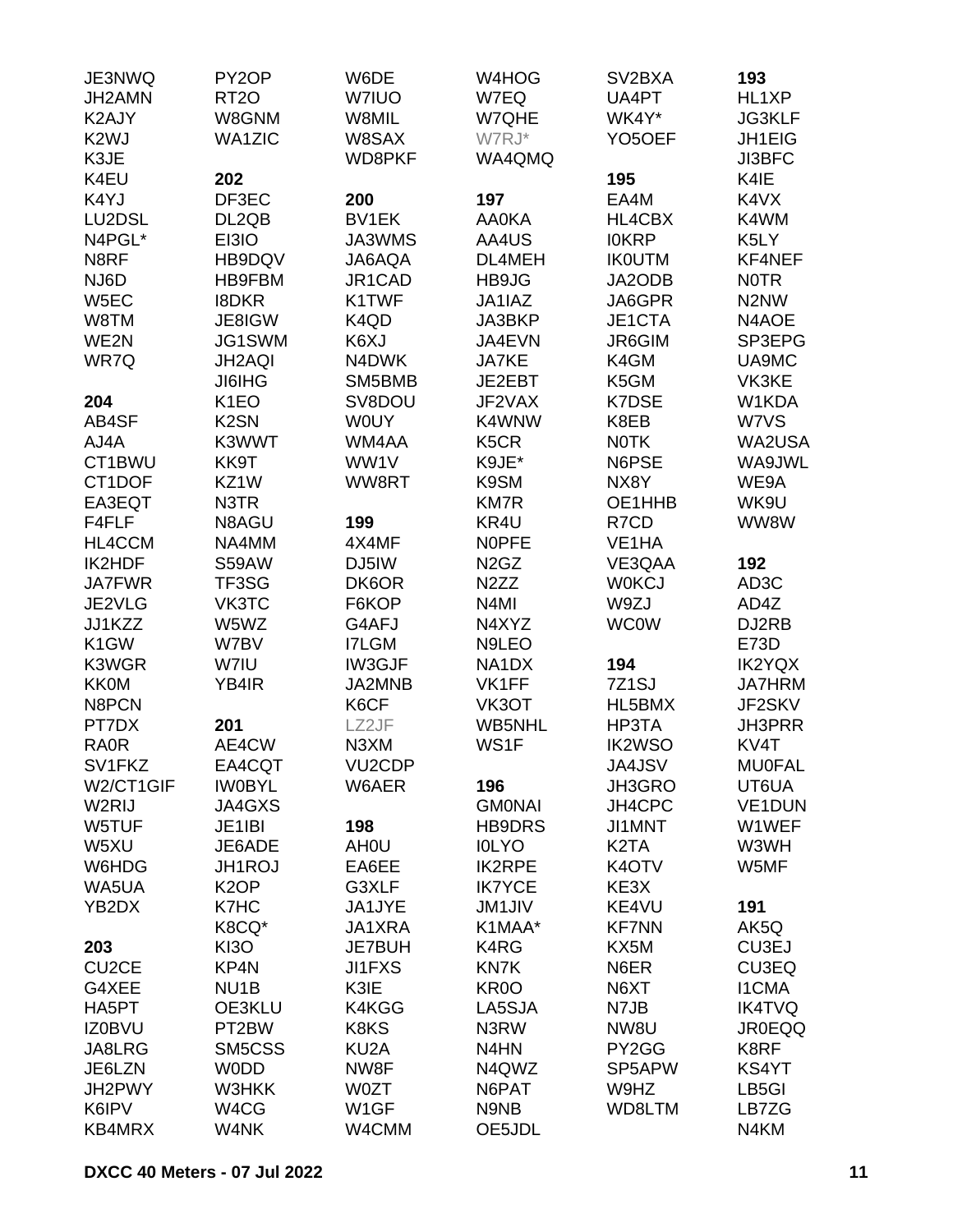JE3NWQ
JH2AMN
K2AJY
K2WJ
K3JE
K4EU
K4YJ
LU2DSL
N4PGL*
N8RF
NJ6D
W5EC
W8TM
WE2N
WR7Q

**204**

AB4SF
AJ4A
CT1BWU
CT1DOF
EA3EQT
F4FLF
HL4CCM
IK2HDF
JA7FWR
JE2VLG
JJ1KZZ
K1GW
K3WGR
KK0M
N8PCN
PT7DX
RA0R
SV1FKZ
W2/CT1GIF
W2RIJ
W5TUF
W5XU
W6HDG
WA5UA
YB2DX

**203**

CU2CE
G4XEE
HA5PT
IZ0BVU
JA8LRG
JE6LZN
JH2PWY
K6IPV
KB4MRX

PY2OP
RT2O
W8GNM
WA1ZIC

**202**

DF3EC
DL2QB
EI3IO
HB9DQV
HB9FBM
I8DKR
JE8IGW
JG1SWM
JH2AQI
JI6IHG
K1EO
K2SN
K3WWT
KK9T
KZ1W
N3TR
N8AGU
NA4MM
S59AW
TF3SG
VK3TC
W5WZ
W7BV
W7IU
YB4IR

**201**

AE4CW
EA4CQT
IW0BYL
JA4GXS
JE1IBI
JE6ADE
JH1ROJ
K2OP
K7HC
K8CQ*
KI3O
KP4N
NU1B
OE3KLU
PT2BW
SM5CSS
W0DD
W3HKK
W4CG
W4NK

W6DE
W7IUO
W8MIL
W8SAX
WD8PKF

**200**

BV1EK
JA3WMS
JA6AQA
JR1CAD
K1TWF
K4QD
K6XJ
N4DWK
SM5BMB
SV8DOU
W0UY
WM4AA
WW1V
WW8RT

**199**

4X4MF
DJ5IW
DK6OR
F6KOP
G4AFJ
I7LGM
IW3GJF
JA2MNB
K6CF
LZ2JF
N3XM
VU2CDP
W6AER

**198**

AH0U
EA6EE
G3XLF
JA1JYE
JA1XRA
JE7BUH
JI1FXS
K3IE
K4KGG
K8KS
KU2A
NW8F
W0ZT
W1GF
W4CMM

W4HOG
W7EQ
W7QHE
W7RJ*
WA4QMQ

**197**

AA0KA
AA4US
DL4MEH
HB9JG
JA1IAZ
JA3BKP
JA4EVN
JA7KE
JE2EBT
JF2VAX
K4WNW
K5CR
K9JE*
K9SM
KM7R
KR4U
N0PFE
N2GZ
N2ZZ
N4MI
N4XYZ
N9LEO
NA1DX
VK1FF
VK3OT
WB5NHL
WS1F

**196**

GM0NAI
HB9DRS
I0LYO
IK2RPE
IK7YCE
JM1JIV
K1MAA*
K4RG
KN7K
KR0O
LA5SJA
N3RW
N4HN
N4QWZ
N6PAT
N9NB
OE5JDL

SV2BXA
UA4PT
WK4Y*
YO5OEF

**195**

EA4M
HL4CBX
I0KRP
IK0UTM
JA2ODB
JA6GPR
JE1CTA
JR6GIM
K4GM
K5GM
K7DSE
K8EB
N0TK
N6PSE
NX8Y
OE1HHB
R7CD
VE1HA
VE3QAA
W0KCJ
W9ZJ
WC0W

**194**

7Z1SJ
HL5BMX
HP3TA
IK2WSO
JA4JSV
JH3GRO
JH4CPC
JI1MNT
K2TA
K4OTV
KE3X
KE4VU
KF7NN
KX5M
N6ER
N6XT
N7JB
NW8U
PY2GG
SP5APW
W9HZ
WD8LTM

**193**

HL1XP
JG3KLF
JH1EIG
JI3BFC
K4IE
K4VX
K4WM
K5LY
KF4NEF
N0TR
N2NW
N4AOE
SP3EPG
UA9MC
VK3KE
W1KDA
W7VS
WA2USA
WA9JWL
WE9A
WK9U
WW8W

**192**

AD3C
AD4Z
DJ2RB
E73D
IK2YQX
JA7HRM
JF2SKV
JH3PRR
KV4T
MU0FAL
UT6UA
VE1DUN
W1WEF
W3WH
W5MF

**191**

AK5Q
CU3EJ
CU3EQ
I1CMA
IK4TVQ
JR0EQQ
K8RF
KS4YT
LB5GI
LB7ZG
N4KM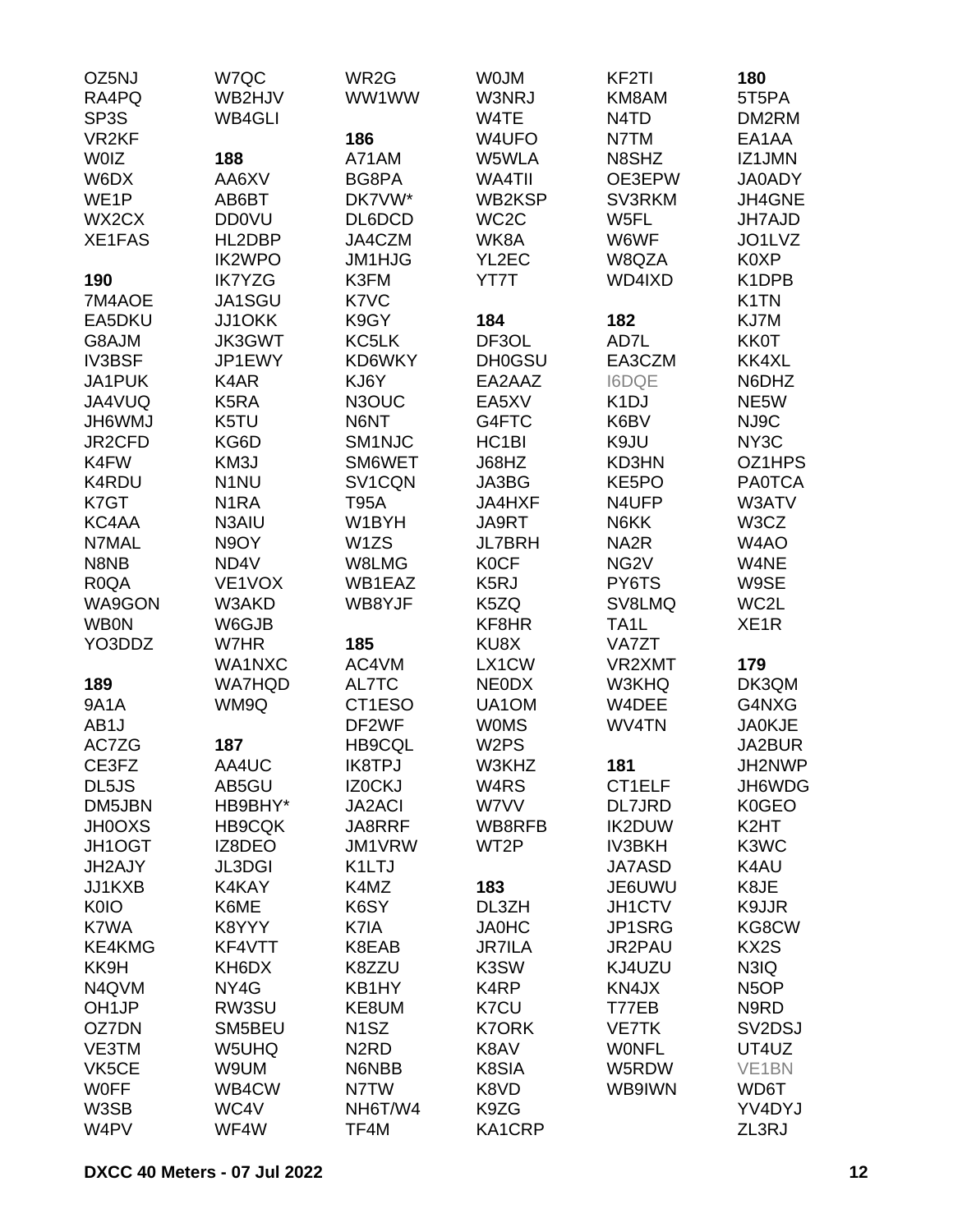OZ5NJ
RA4PQ
SP3S
VR2KF
W0IZ
W6DX
WE1P
WX2CX
XE1FAS

**190**

7M4AOE
EA5DKU
G8AJM
IV3BSF
JA1PUK
JA4VUQ
JH6WMJ
JR2CFD
K4FW
K4RDU
K7GT
KC4AA
N7MAL
N8NB
R0QA
WA9GON
WB0N
YO3DDZ

**189**

9A1A
AB1J
AC7ZG
CE3FZ
DL5JS
DM5JBN
JH0OXS
JH1OGT
JH2AJY
JJ1KXB
K0IO
K7WA
KE4KMG
KK9H
N4QVM
OH1JP
OZ7DN
VE3TM
VK5CE
W0FF
W3SB
W4PV

W7QC
WB2HJV
WB4GLI

**188**

AA6XV
AB6BT
DD0VU
HL2DBP
IK2WPO
IK7YZG
JA1SGU
JJ1OKK
JK3GWT
JP1EWY
K4AR
K5RA
K5TU
KG6D
KM3J
N1NU
N1RA
N3AIU
N9OY
ND4V
VE1VOX
W3AKD
W6GJB
W7HR
WA1NXC
WA7HQD
WM9Q

**187**

AA4UC
AB5GU
HB9BHY*
HB9CQK
IZ8DEO
JL3DGI
K4KAY
K6ME
K8YYY
KF4VTT
KH6DX
NY4G
RW3SU
SM5BEU
W5UHQ
W9UM
WB4CW
WC4V
WF4W

WR2G
WW1WW

**186**

A71AM
BG8PA
DK7VW*
DL6DCD
JA4CZM
JM1HJG
K3FM
K7VC
K9GY
KC5LK
KD6WKY
KJ6Y
N3OUC
N6NT
SM1NJC
SM6WET
SV1CQN
T95A
W1BYH
W1ZS
W8LMG
WB1EAZ
WB8YJF

**185**

AC4VM
AL7TC
CT1ESO
DF2WF
HB9CQL
IK8TPJ
IZ0CKJ
JA2ACI
JA8RRF
JM1VRW
K1LTJ
K4MZ
K6SY
K7IA
K8EAB
K8ZZU
KB1HY
KE8UM
N1SZ
N2RD
N6NBB
N7TW
NH6T/W4
TF4M

W0JM
W3NRJ
W4TE
W4UFO
W5WLA
WA4TII
WB2KSP
WC2C
WK8A
YL2EC
YT7T

**184**

DF3OL
DH0GSU
EA2AAZ
EA5XV
G4FTC
HC1BI
J68HZ
JA3BG
JA4HXF
JA9RT
JL7BRH
K0CF
K5RJ
K5ZQ
KF8HR
KU8X
LX1CW
NE0DX
UA1OM
W0MS
W2PS
W3KHZ
W4RS
W7VV
WB8RFB
WT2P

**183**

DL3ZH
JA0HC
JR7ILA
K3SW
K4RP
K7CU
K7ORK
K8AV
K8SIA
K8VD
K9ZG
KA1CRP

KF2TI
KM8AM
N4TD
N7TM
N8SHZ
OE3EPW
SV3RKM
W5FL
W6WF
W8QZA
WD4IXD

**182**

AD7L
EA3CZM
I6DQE
K1DJ
K6BV
K9JU
KD3HN
KE5PO
N4UFP
N6KK
NA2R
NG2V
PY6TS
SV8LMQ
TA1L
VA7ZT
VR2XMT
W3KHQ
W4DEE
WV4TN

**181**

CT1ELF
DL7JRD
IK2DUW
IV3BKH
JA7ASD
JE6UWU
JH1CTV
JP1SRG
JR2PAU
KJ4UZU
KN4JX
T77EB
VE7TK
W0NFL
W5RDW
WB9IWN

**180**

5T5PA
DM2RM
EA1AA
IZ1JMN
JA0ADY
JH4GNE
JH7AJD
JO1LVZ
K0XP
K1DPB
K1TN
KJ7M
KK0T
KK4XL
N6DHZ
NE5W
NJ9C
NY3C
OZ1HPS
PA0TCA
W3ATV
W3CZ
W4AO
W4NE
W9SE
WC2L
XE1R

**179**

DK3QM
G4NXG
JA0KJE
JA2BUR
JH2NWP
JH6WDG
K0GEO
K2HT
K3WC
K4AU
K8JE
K9JJR
KG8CW
KX2S
N3IQ
N5OP
N9RD
SV2DSJ
UT4UZ
VE1BN
WD6T
YV4DYJ
ZL3RJ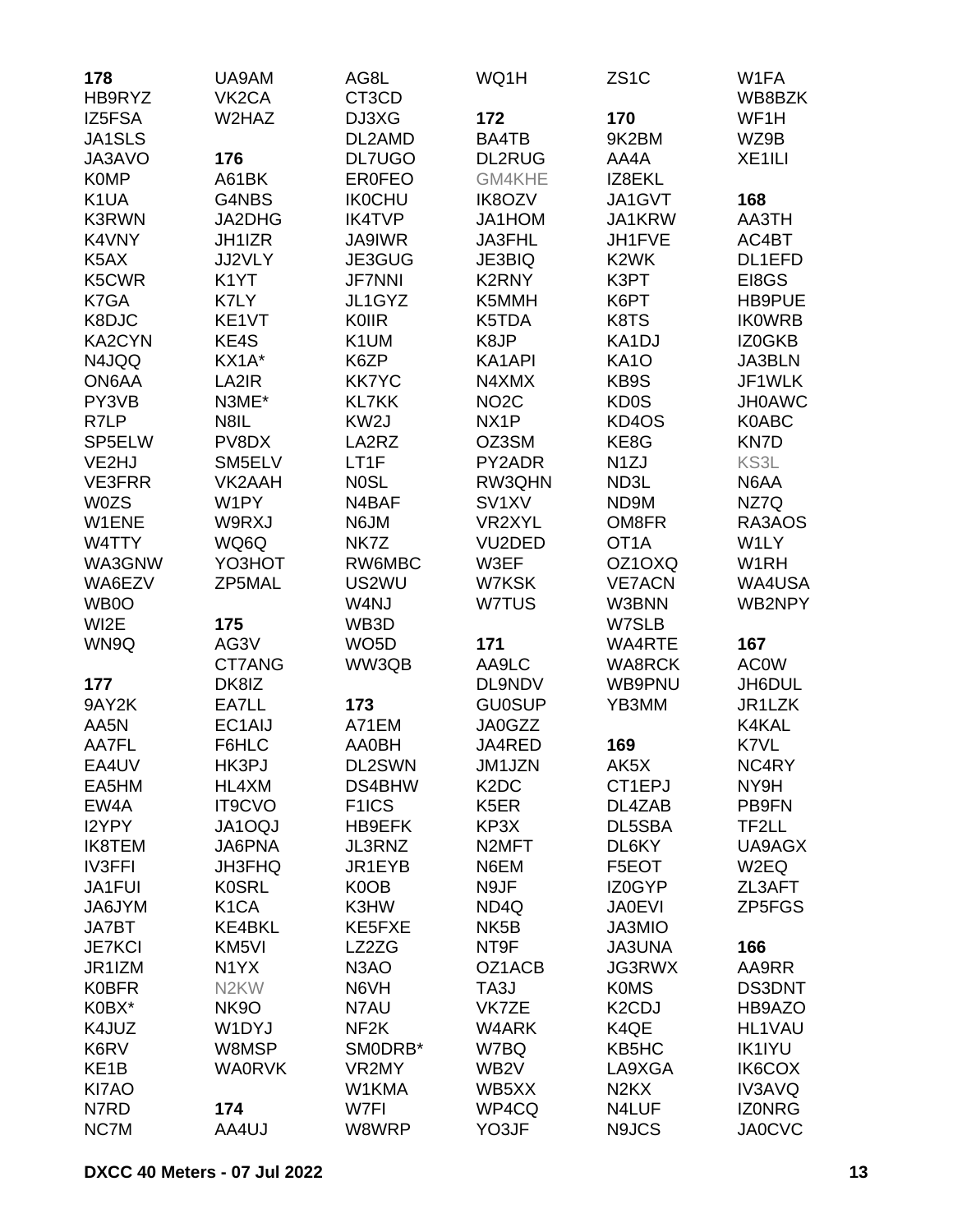**178**
HB9RYZ
IZ5FSA
JA1SLS
JA3AVO
K0MP
K1UA
K3RWN
K4VNY
K5AX
K5CWR
K7GA
K8DJC
KA2CYN
N4JQQ
ON6AA
PY3VB
R7LP
SP5ELW
VE2HJ
VE3FRR
W0ZS
W1ENE
W4TTY
WA3GNW
WA6EZV
WB0O
WI2E
WN9Q

**177**
9AY2K
AA5N
AA7FL
EA4UV
EA5HM
EW4A
I2YPY
IK8TEM
IV3FFI
JA1FUI
JA6JYM
JA7BT
JE7KCI
JR1IZM
K0BFR
K0BX*
K4JUZ
K6RV
KE1B
KI7AO
N7RD
NC7M
UA9AM
VK2CA
W2HAZ

**176**
A61BK
G4NBS
JA2DHG
JH1IZR
JJ2VLY
K1YT
K7LY
KE1VT
KE4S
KX1A*
LA2IR
N3ME*
N8IL
PV8DX
SM5ELV
VK2AAH
W1PY
W9RXJ
WQ6Q
YO3HOT
ZP5MAL

**175**
AG3V
CT7ANG
DK8IZ
EA7LL
EC1AIJ
F6HLC
HK3PJ
HL4XM
IT9CVO
JA1OQJ
JA6PNA
JH3FHQ
K0SRL
K1CA
KE4BKL
KM5VI
N1YX
N2KW
NK9O
W1DYJ
W8MSP
WA0RVK

**174**
AA4UJ
AG8L
CT3CD
DJ3XG
DL2AMD
DL7UGO
ER0FEO
IK0CHU
IK4TVP
JA9IWR
JE3GUG
JF7NNI
JL1GYZ
K0IIR
K1UM
K6ZP
KK7YC
KL7KK
KW2J
LA2RZ
LT1F
N0SL
N4BAF
N6JM
NK7Z
RW6MBC
US2WU
W4NJ
WB3D
WO5D
WW3QB

**173**
A71EM
AA0BH
DL2SWN
DS4BHW
F1ICS
HB9EFK
JL3RNZ
JR1EYB
K0OB
K3HW
KE5FXE
LZ2ZG
N3AO
N6VH
N7AU
NF2K
SM0DRB*
VR2MY
W1KMA
W7FI
W8WRP
WQ1H

**172**
BA4TB
DL2RUG
GM4KHE
IK8OZV
JA1HOM
JA3FHL
JE3BIQ
K2RNY
K5MMH
K5TDA
K8JP
KA1API
N4XMX
NO2C
NX1P
OZ3SM
PY2ADR
RW3QHN
SV1XV
VR2XYL
VU2DED
W3EF
W7KSK
W7TUS

**171**
AA9LC
DL9NDV
GU0SUP
JA0GZZ
JA4RED
JM1JZN
K2DC
K5ER
KP3X
N2MFT
N6EM
N9JF
ND4Q
NK5B
NT9F
OZ1ACB
TA3J
VK7ZE
W4ARK
W7BQ
WB2V
WB5XX
WP4CQ
YO3JF
ZS1C

**170**
9K2BM
AA4A
IZ8EKL
JA1GVT
JA1KRW
JH1FVE
K2WK
K3PT
K6PT
K8TS
KA1DJ
KA1O
KB9S
KD0S
KD4OS
KE8G
N1ZJ
ND3L
ND9M
OM8FR
OT1A
OZ1OXQ
VE7ACN
W3BNN
W7SLB
WA4RTE
WA8RCK
WB9PNU
YB3MM

**169**
AK5X
CT1EPJ
DL4ZAB
DL5SBA
DL6KY
F5EOT
IZ0GYP
JA0EVI
JA3MIO
JA3UNA
JG3RWX
K0MS
K2CDJ
K4QE
KB5HC
LA9XGA
N2KX
N4LUF
N9JCS
W1FA
WB8BZK
WF1H
WZ9B
XE1ILI

**168**
AA3TH
AC4BT
DL1EFD
EI8GS
HB9PUE
IK0WRB
IZ0GKB
JA3BLN
JF1WLK
JH0AWC
K0ABC
KN7D
KS3L
N6AA
NZ7Q
RA3AOS
W1LY
W1RH
WA4USA
WB2NPY

**167**
AC0W
JH6DUL
JR1LZK
K4KAL
K7VL
NC4RY
NY9H
PB9FN
TF2LL
UA9AGX
W2EQ
ZL3AFT
ZP5FGS

**166**
AA9RR
DS3DNT
HB9AZO
HL1VAU
IK1IYU
IK6COX
IV3AVQ
IZ0NRG
JA0CVC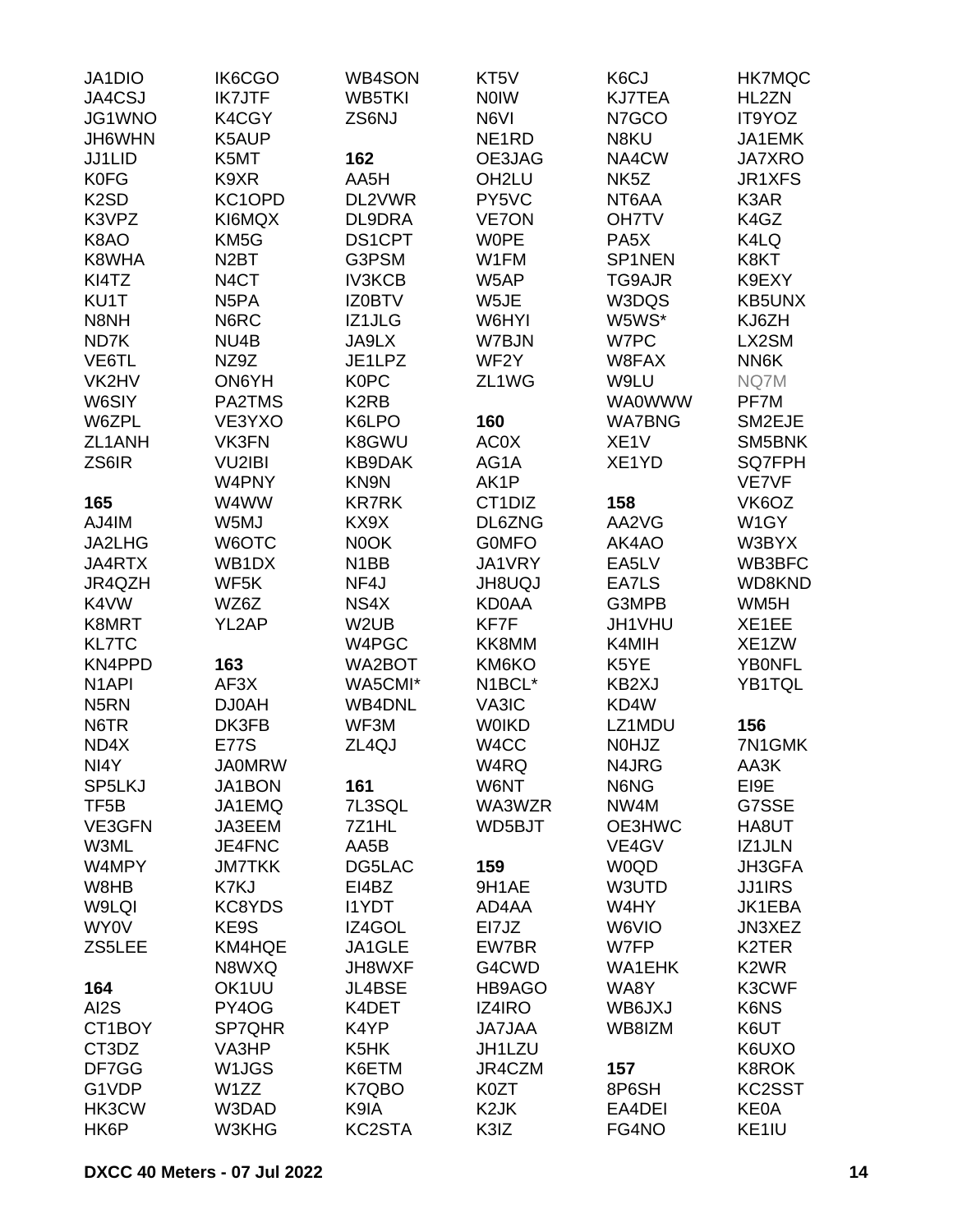JA1DIO
JA4CSJ
JG1WNO
JH6WHN
JJ1LID
K0FG
K2SD
K3VPZ
K8AO
K8WHA
KI4TZ
KU1T
N8NH
ND7K
VE6TL
VK2HV
W6SIY
W6ZPL
ZL1ANH
ZS6IR

**165**

AJ4IM
JA2LHG
JA4RTX
JR4QZH
K4VW
K8MRT
KL7TC
KN4PPD
N1API
N5RN
N6TR
ND4X
NI4Y
SP5LKJ
TF5B
VE3GFN
W3ML
W4MPY
W8HB
W9LQI
WY0V
ZS5LEE

**164**

AI2S
CT1BOY
CT3DZ
DF7GG
G1VDP
HK3CW
HK6P
IK6CGO
IK7JTF
K4CGY
K5AUP
K5MT
K9XR
KC1OPD
KI6MQX
KM5G
N2BT
N4CT
N5PA
N6RC
NU4B
NZ9Z
ON6YH
PA2TMS
VE3YXO
VK3FN
VU2IBI
W4PNY
W4WW
W5MJ
W6OTC
WB1DX
WF5K
WZ6Z
YL2AP

**163**

AF3X
DJ0AH
DK3FB
E77S
JA0MRW
JA1BON
JA1EMQ
JA3EEM
JE4FNC
JM7TKK
K7KJ
KC8YDS
KE9S
KM4HQE
N8WXQ
OK1UU
PY4OG
SP7QHR
VA3HP
W1JGS
W1ZZ
W3DAD
W3KHG
WB4SON
WB5TKI
ZS6NJ

**162**

AA5H
DL2VWR
DL9DRA
DS1CPT
G3PSM
IV3KCB
IZ0BTV
IZ1JLG
JA9LX
JE1LPZ
K0PC
K2RB
K6LPO
K8GWU
KB9DAK
KN9N
KR7RK
KX9X
N0OK
N1BB
NF4J
NS4X
W2UB
W4PGC
WA2BOT
WA5CMI*
WB4DNL
WF3M
ZL4QJ

**161**

7L3SQL
7Z1HL
AA5B
DG5LAC
EI4BZ
I1YDT
IZ4GOL
JA1GLE
JH8WXF
JL4BSE
K4DET
K4YP
K5HK
K6ETM
K7QBO
K9IA
KC2STA
KT5V
N0IW
N6VI
NE1RD
OE3JAG
OH2LU
PY5VC
VE7ON
W0PE
W1FM
W5AP
W5JE
W6HYI
W7BJN
WF2Y
ZL1WG

**160**

AC0X
AG1A
AK1P
CT1DIZ
DL6ZNG
G0MFO
JA1VRY
JH8UQJ
KD0AA
KF7F
KK8MM
KM6KO
N1BCL*
VA3IC
W0IKD
W4CC
W4RQ
W6NT
WA3WZR
WD5BJT

**159**

9H1AE
AD4AA
EI7JZ
EW7BR
G4CWD
HB9AGO
IZ4IRO
JA7JAA
JH1LZU
JR4CZM
K0ZT
K2JK
K3IZ
K6CJ
KJ7TEA
N7GCO
N8KU
NA4CW
NK5Z
NT6AA
OH7TV
PA5X
SP1NEN
TG9AJR
W3DQS
W5WS*
W7PC
W8FAX
W9LU
WA0WWW
WA7BNG
XE1V
XE1YD

**158**

AA2VG
AK4AO
EA5LV
EA7LS
G3MPB
JH1VHU
K4MIH
K5YE
KB2XJ
KD4W
LZ1MDU
N0HJZ
N4JRG
N6NG
NW4M
OE3HWC
VE4GV
W0QD
W3UTD
W4HY
W6VIO
W7FP
WA1EHK
WA8Y
WB6JXJ
WB8IZM

**157**

8P6SH
EA4DEI
FG4NO
HK7MQC
HL2ZN
IT9YOZ
JA1EMK
JA7XRO
JR1XFS
K3AR
K4GZ
K4LQ
K8KT
K9EXY
KB5UNX
KJ6ZH
LX2SM
NN6K
NQ7M
PF7M
SM2EJE
SM5BNK
SQ7FPH
VE7VF
VK6OZ
W1GY
W3BYX
WB3BFC
WD8KND
WM5H
XE1EE
XE1ZW
YB0NFL
YB1TQL

**156**

7N1GMK
AA3K
EI9E
G7SSE
HA8UT
IZ1JLN
JH3GFA
JJ1IRS
JK1EBA
JN3XEZ
K2TER
K2WR
K3CWF
K6NS
K6UT
K6UXO
K8ROK
KC2SST
KE0A
KE1IU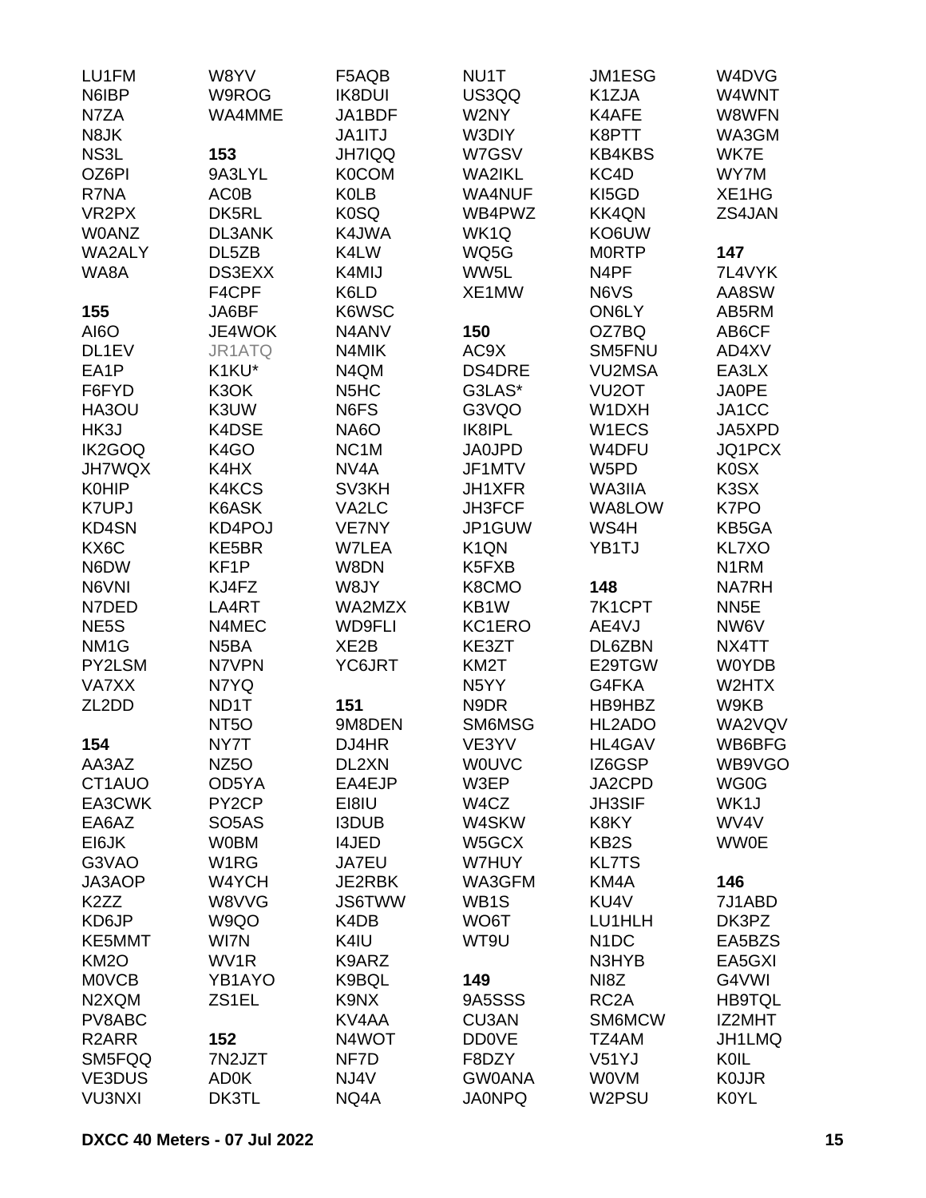LU1FM
N6IBP
N7ZA
N8JK
NS3L
OZ6PI
R7NA
VR2PX
W0ANZ
WA2ALY
WA8A

**155**

AI6O
DL1EV
EA1P
F6FYD
HA3OU
HK3J
IK2GOQ
JH7WQX
K0HIP
K7UPJ
KD4SN
KX6C
N6DW
N6VNI
N7DED
NE5S
NM1G
PY2LSM
VA7XX
ZL2DD

**154**

AA3AZ
CT1AUO
EA3CWK
EA6AZ
EI6JK
G3VAO
JA3AOP
K2ZZ
KD6JP
KE5MMT
KM2O
M0VCB
N2XQM
PV8ABC
R2ARR
SM5FQQ
VE3DUS
VU3NXI

W8YV
W9ROG
WA4MME

**153**

9A3LYL
AC0B
DK5RL
DL3ANK
DL5ZB
DS3EXX
F4CPF
JA6BF
JE4WOK
JR1ATQ
K1KU*
K3OK
K3UW
K4DSE
K4GO
K4HX
K4KCS
K6ASK
KD4POJ
KE5BR
KF1P
KJ4FZ
LA4RT
N4MEC
N5BA
N7VPN
N7YQ
ND1T
NT5O
NY7T
NZ5O
OD5YA
PY2CP
SO5AS
W0BM
W1RG
W4YCH
W8VVG
W9QO
WI7N
WV1R
YB1AYO
ZS1EL

**152**

7N2JZT
AD0K
DK3TL

F5AQB
IK8DUI
JA1BDF
JA1ITJ
JH7IQQ
K0COM
K0LB
K0SQ
K4JWA
K4LW
K4MIJ
K6LD
K6WSC
N4ANV
N4MIK
N4QM
N5HC
N6FS
NA6O
NC1M
NV4A
SV3KH
VA2LC
VE7NY
W7LEA
W8DN
W8JY
WA2MZX
WD9FLI
XE2B
YC6JRT

**151**

9M8DEN
DJ4HR
DL2XN
EA4EJP
EI8IU
I3DUB
I4JED
JA7EU
JE2RBK
JS6TWW
K4DB
K4IU
K9ARZ
K9BQL
K9NX
KV4AA
N4WOT
NF7D
NJ4V
NQ4A

NU1T
US3QQ
W2NY
W3DIY
W7GSV
WA2IKL
WA4NUF
WB4PWZ
WK1Q
WQ5G
WW5L
XE1MW

**150**

AC9X
DS4DRE
G3LAS*
G3VQO
IK8IPL
JA0JPD
JF1MTV
JH1XFR
JH3FCF
JP1GUW
K1QN
K5FXB
K8CMO
KB1W
KC1ERO
KE3ZT
KM2T
N5YY
N9DR
SM6MSG
VE3YV
W0UVC
W3EP
W4CZ
W4SKW
W5GCX
W7HUY
WA3GFM
WB1S
WO6T
WT9U

**149**

9A5SSS
CU3AN
DD0VE
F8DZY
GW0ANA
JA0NPQ

JM1ESG
K1ZJA
K4AFE
K8PTT
KB4KBS
KC4D
KI5GD
KK4QN
KO6UW
M0RTP
N4PF
N6VS
ON6LY
OZ7BQ
SM5FNU
VU2MSA
VU2OT
W1DXH
W1ECS
W4DFU
W5PD
WA3IIA
WA8LOW
WS4H
YB1TJ

**148**

7K1CPT
AE4VJ
DL6ZBN
E29TGW
G4FKA
HB9HBZ
HL2ADO
HL4GAV
IZ6GSP
JA2CPD
JH3SIF
K8KY
KB2S
KL7TS
KM4A
KU4V
LU1HLH
N1DC
N3HYB
NI8Z
RC2A
SM6MCW
TZ4AM
V51YJ
W0VM
W2PSU

W4DVG
W4WNT
W8WFN
WA3GM
WK7E
WY7M
XE1HG
ZS4JAN

**147**

7L4VYK
AA8SW
AB5RM
AB6CF
AD4XV
EA3LX
JA0PE
JA1CC
JA5XPD
JQ1PCX
K0SX
K3SX
K7PO
KB5GA
KL7XO
N1RM
NA7RH
NN5E
NW6V
NX4TT
W0YDB
W2HTX
W9KB
WA2VQV
WB6BFG
WB9VGO
WG0G
WK1J
WV4V
WW0E

**146**

7J1ABD
DK3PZ
EA5BZS
EA5GXI
G4VWI
HB9TQL
IZ2MHT
JH1LMQ
K0IL
K0JJR
K0YL

**DXCC 40 Meters - 07 Jul 2022**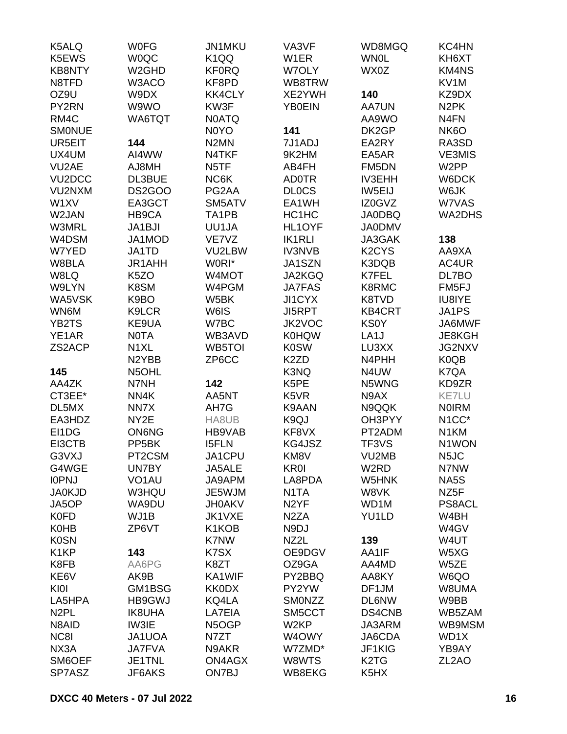K5ALQ
K5EWS
KB8NTY
N8TFD
OZ9U
PY2RN
RM4C
SM0NUE
UR5EIT
UX4UM
VU2AE
VU2DCC
VU2NXM
W1XV
W2JAN
W3MRL
W4DSM
W7YED
W8BLA
W8LQ
W9LYN
WA5VSK
WN6M
YB2TS
YE1AR
ZS2ACP

**145**

AA4ZK
CT3EE*
DL5MX
EA3HDZ
EI1DG
EI3CTB
G3VXJ
G4WGE
I0PNJ
JA0KJD
JA5OP
K0FD
K0HB
K0SN
K1KP
K8FB
KE6V
KI0I
LA5HPA
N2PL
N8AID
NC8I
NX3A
SM6OEF
SP7ASZ

W0FG
W0QC
W2GHD
W3ACO
W9DX
W9WO
WA6TQT

**144**

AI4WW
AJ8MH
DL3BUE
DS2GOO
EA3GCT
HB9CA
JA1BJI
JA1MOD
JA1TD
JR1AHH
K5ZO
K8SM
K9BO
K9LCR
KE9UA
N0TA
N1XL
N2YBB
N5OHL
N7NH
NN4K
NN7X
NY2E
ON6NG
PP5BK
PT2CSM
UN7BY
VO1AU
W3HQU
WA9DU
WJ1B
ZP6VT

**143**

AA6PG
AK9B
GM1BSG
HB9GWJ
IK8UHA
IW3IE
JA1UOA
JA7FVA
JE1TNL
JF6AKS

JN1MKU
K1QQ
KF0RQ
KF8PD
KK4CLY
KW3F
N0ATQ
N0YO
N2MN
N4TKF
N5TF
NC6K
PG2AA
SM5ATV
TA1PB
UU1JA
VE7VZ
VU2LBW
W0RI*
W4MOT
W4PGM
W5BK
W6IS
W7BC
WB3AVD
WB5TOI
ZP6CC

**142**

AA5NT
AH7G
HA8UB
HB9VAB
I5FLN
JA1CPU
JA5ALE
JA9APM
JE5WJM
JH0AKV
JK1VXE
K1KOB
K7NW
K7SX
K8ZT
KA1WIF
KK0DX
KQ4LA
LA7EIA
N5OGP
N7ZT
N9AKR
ON4AGX
ON7BJ

VA3VF
W1ER
W7OLY
WB8TRW
XE2YWH
YB0EIN

**141**

7J1ADJ
9K2HM
AB4FH
AD0TR
DL0CS
EA1WH
HC1HC
HL1OYF
IK1RLI
IV3NVB
JA1SZN
JA2KGQ
JA7FAS
JI1CYX
JI5RPT
JK2VOC
K0HQW
K0SW
K2ZD
K3NQ
K5PE
K5VR
K9AAN
K9QJ
KF8VX
KG4JSZ
KM8V
KR0I
LA8PDA
N1TA
N2YF
N2ZA
N9DJ
NZ2L
OE9DGV
OZ9GA
PY2BBQ
PY2YW
SM0NZZ
SM5CCT
W2KP
W4OWY
W7ZMD*
W8WTS
WB8EKG

WD8MGQ
WN0L
WX0Z

**140**

AA7UN
AA9WO
DK2GP
EA2RY
EA5AR
FM5DN
IV3EHH
IW5EIJ
IZ0GVZ
JA0DBQ
JA0DMV
JA3GAK
K2CYS
K3DQB
K7FEL
K8RMC
K8TVD
KB4CRT
KS0Y
LA1J
LU3XX
N4PHH
N4UW
N5WNG
N9AX
N9QQK
OH3PYY
PT2ADM
TF3VS
VU2MB
W2RD
W5HNK
W8VK
WD1M
YU1LD

**139**

AA1IF
AA4MD
AA8KY
DF1JM
DL6NW
DS4CNB
JA3ARM
JA6CDA
JF1KIG
K2TG
K5HX

KC4HN
KH6XT
KM4NS
KV1M
KZ9DX
N2PK
N4FN
NK6O
RA3SD
VE3MIS
W2PP
W6DCK
W6JK
W7VAS
WA2DHS

**138**

AA9XA
AC4UR
DL7BO
FM5FJ
IU8IYE
JA1PS
JA6MWF
JE8KGH
JG2NXV
K0QB
K7QA
KD9ZR
KE7LU
N0IRM
N1CC*
N1KM
N1WON
N5JC
N7NW
NA5S
NZ5F
PS8ACL
W4BH
W4GV
W4UT
W5XG
W5ZE
W6QO
W8UMA
W9BB
WB5ZAM
WB9MSM
WD1X
YB9AY
ZL2AO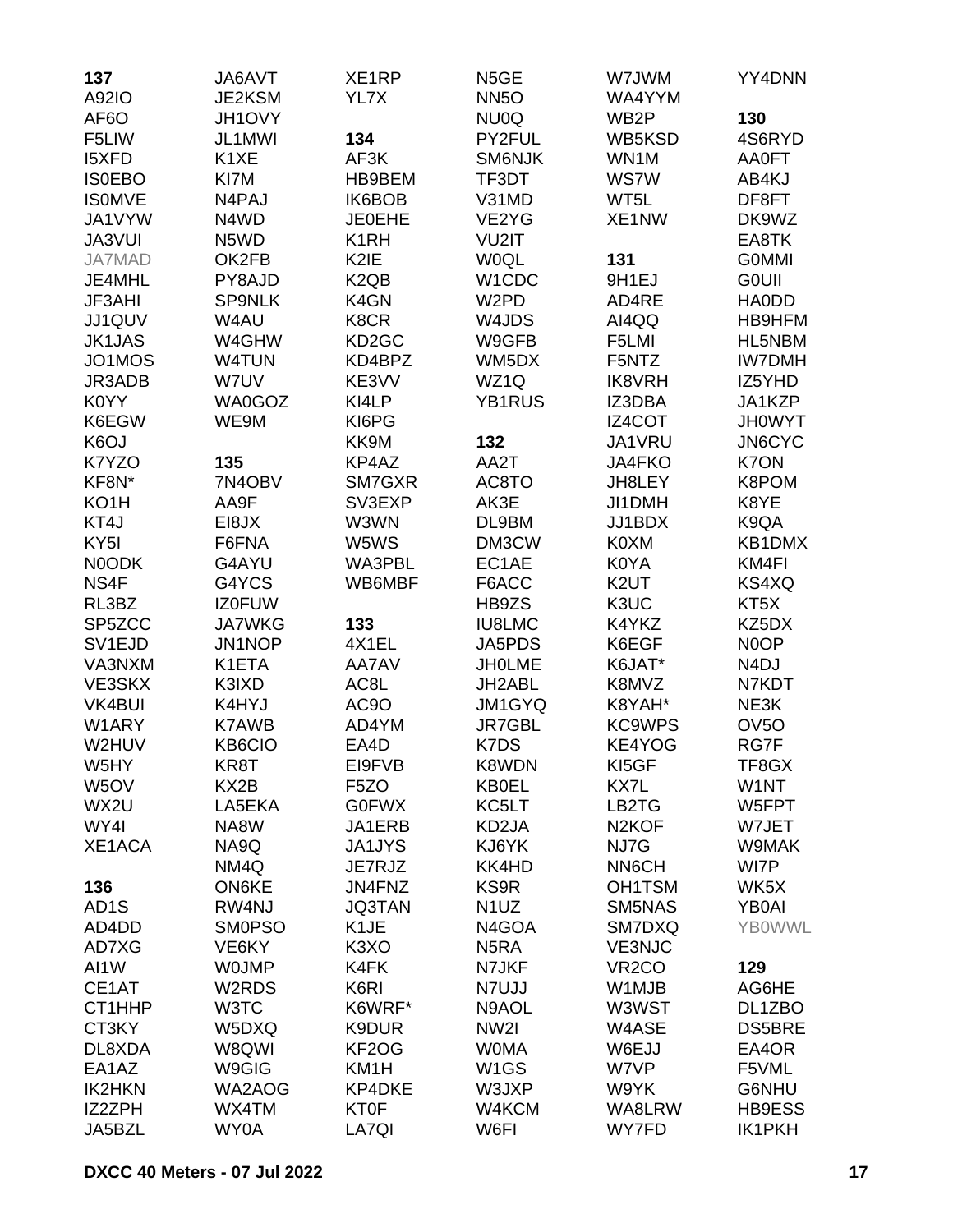**137**
A92IO
AF6O
F5LIW
I5XFD
IS0EBO
IS0MVE
JA1VYW
JA3VUI
JA7MAD
JE4MHL
JF3AHI
JJ1QUV
JK1JAS
JO1MOS
JR3ADB
K0YY
K6EGW
K6OJ
K7YZO
KF8N*
KO1H
KT4J
KY5I
N0ODK
NS4F
RL3BZ
SP5ZCC
SV1EJD
VA3NXM
VE3SKX
VK4BUI
W1ARY
W2HUV
W5HY
W5OV
WX2U
WY4I
XE1ACA

**136**
AD1S
AD4DD
AD7XG
AI1W
CE1AT
CT1HHP
CT3KY
DL8XDA
EA1AZ
IK2HKN
IZ2ZPH
JA5BZL
JA6AVT
JE2KSM
JH1OVY
JL1MWI
K1XE
KI7M
N4PAJ
N4WD
N5WD
OK2FB
PY8AJD
SP9NLK
W4AU
W4GHW
W4TUN
W7UV
WA0GOZ
WE9M

**135**
7N4OBV
AA9F
EI8JX
F6FNA
G4AYU
G4YCS
IZ0FUW
JA7WKG
JN1NOP
K1ETA
K3IXD
K4HYJ
K7AWB
KB6CIO
KR8T
KX2B
LA5EKA
NA8W
NA9Q
NM4Q
ON6KE
RW4NJ
SM0PSO
VE6KY
W0JMP
W2RDS
W3TC
W5DXQ
W8QWI
W9GIG
WA2AOG
WX4TM
WY0A
XE1RP
YL7X

**134**
AF3K
HB9BEM
IK6BOB
JE0EHE
K1RH
K2IE
K2QB
K4GN
K8CR
KD2GC
KD4BPZ
KE3VV
KI4LP
KI6PG
KK9M
KP4AZ
SM7GXR
SV3EXP
W3WN
W5WS
WA3PBL
WB6MBF

**133**
4X1EL
AA7AV
AC8L
AC9O
AD4YM
EA4D
EI9FVB
F5ZO
G0FWX
JA1ERB
JA1JYS
JE7RJZ
JN4FNZ
JQ3TAN
K1JE
K3XO
K4FK
K6RI
K6WRF*
K9DUR
KF2OG
KM1H
KP4DKE
KT0F
LA7QI
N5GE
NN5O
NU0Q
PY2FUL
SM6NJK
TF3DT
V31MD
VE2YG
VU2IT
W0QL
W1CDC
W2PD
W4JDS
W9GFB
WM5DX
WZ1Q
YB1RUS

**132**
AA2T
AC8TO
AK3E
DL9BM
DM3CW
EC1AE
F6ACC
HB9ZS
IU8LMC
JA5PDS
JH0LME
JH2ABL
JM1GYQ
JR7GBL
K7DS
K8WDN
KB0EL
KC5LT
KD2JA
KJ6YK
KK4HD
KS9R
N1UZ
N4GOA
N5RA
N7JKF
N7UJJ
N9AOL
NW2I
W0MA
W1GS
W3JXP
W4KCM
W6FI
W7JWM
WA4YYM
WB2P
WB5KSD
WN1M
WS7W
WT5L
XE1NW

**131**
9H1EJ
AD4RE
AI4QQ
F5LMI
F5NTZ
IK8VRH
IZ3DBA
IZ4COT
JA1VRU
JA4FKO
JH8LEY
JI1DMH
JJ1BDX
K0XM
K0YA
K2UT
K3UC
K4YKZ
K6EGF
K6JAT*
K8MVZ
K8YAH*
KC9WPS
KE4YOG
KI5GF
KX7L
LB2TG
N2KOF
NJ7G
NN6CH
OH1TSM
SM5NAS
SM7DXQ
VE3NJC
VR2CO
W1MJB
W3WST
W4ASE
W6EJJ
W7VP
W9YK
WA8LRW
WY7FD
YY4DNN

**130**
4S6RYD
AA0FT
AB4KJ
DF8FT
DK9WZ
EA8TK
G0MMI
G0UII
HA0DD
HB9HFM
HL5NBM
IW7DMH
IZ5YHD
JA1KZP
JH0WYT
JN6CYC
K7ON
K8POM
K8YE
K9QA
KB1DMX
KM4FI
KS4XQ
KT5X
KZ5DX
N0OP
N4DJ
N7KDT
NE3K
OV5O
RG7F
TF8GX
W1NT
W5FPT
W7JET
W9MAK
WI7P
WK5X
YB0AI
YB0WWL

**129**
AG6HE
DL1ZBO
DS5BRE
EA4OR
F5VML
G6NHU
HB9ESS
IK1PKH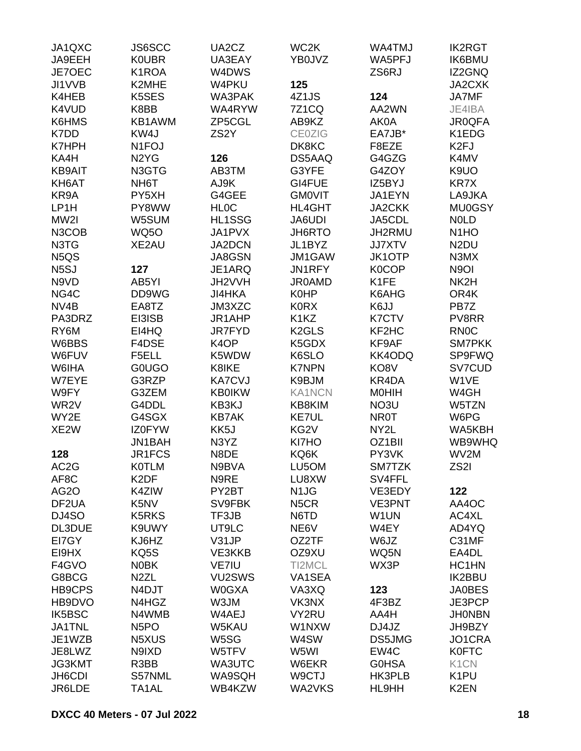JA1QXC
JA9EEH
JE7OEC
JI1VVB
K4HEB
K4VUD
K6HMS
K7DD
K7HPH
KA4H
KB9AIT
KH6AT
KR9A
LP1H
MW2I
N3COB
N3TG
N5QS
N5SJ
N9VD
NG4C
NV4B
PA3DRZ
RY6M
W6BBS
W6FUV
W6IHA
W7EYE
W9FY
WR2V
WY2E
XE2W

**128**

AC2G
AF8C
AG2O
DF2UA
DJ4SO
DL3DUE
EI7GY
EI9HX
F4GVO
G8BCG
HB9CPS
HB9DVO
IK5BSC
JA1TNL
JE1WZB
JE8LWZ
JG3KMT
JH6CDI
JR6LDE

JS6SCC
K0UBR
K1ROA
K2MHE
K5SES
K8BB
KB1AWM
KW4J
N1FOJ
N2YG
N3GTG
NH6T
PY5XH
PY8WW
W5SUM
WQ5O
XE2AU

**127**

AB5YI
DD9WG
EA8TZ
EI3ISB
EI4HQ
F4DSE
F5ELL
G0UGO
G3RZP
G3ZEM
G4DDL
G4SGX
IZ0FYW
JN1BAH
JR1FCS
K0TLM
K2DF
K4ZIW
K5NV
K5RKS
K9UWY
KJ6HZ
KQ5S
N0BK
N2ZL
N4DJT
N4HGZ
N4WMB
N5PO
N5XUS
N9IXD
R3BB
S57NML
TA1AL

UA2CZ
UA3EAY
W4DWS
W4PKU
WA3PAK
WA4RYW
ZP5CGL
ZS2Y

**126**

AB3TM
AJ9K
G4GEE
HL0C
HL1SSG
JA1PVX
JA2DCN
JA8GSN
JE1ARQ
JH2VVH
JI4HKA
JM3XZC
JR1AHP
JR7FYD
K4OP
K5WDW
K8IKE
KA7CVJ
KB0IKW
KB3KJ
KB7AK
KK5J
N3YZ
N8DE
N9BVA
N9RE
PY2BT
SV9FBK
TF3JB
UT9LC
V31JP
VE3KKB
VE7IU
VU2SWS
W0GXA
W3JM
W4AEJ
W5KAU
W5SG
W5TFV
WA3UTC
WA9SQH
WB4KZW

WC2K
YB0JVZ

**125**

4Z1JS
7Z1CQ
AB9KZ
CE0ZIG
DK8KC
DS5AAQ
G3YFE
GI4FUE
GM0VIT
HL4GHT
JA6UDI
JH6RTO
JL1BYZ
JM1GAW
JN1RFY
JR0AMD
K0HP
K0RX
K1KZ
K2GLS
K5GDX
K6SLO
K7NPN
K9BJM
KA1NCN
KB8KIM
KE7UL
KG2V
KI7HO
KQ6K
LU5OM
LU8XW
N1JG
N5CR
N6TD
NE6V
OZ2TF
OZ9XU
TI2MCL
VA1SEA
VA3XQ
VK3NX
VY2RU
W1NXW
W4SW
W5WI
W6EKR
W9CTJ
WA2VKS

WA4TMJ
WA5PFJ
ZS6RJ

**124**

AA2WN
AK0A
EA7JB*
F8EZE
G4GZG
G4ZOY
IZ5BYJ
JA1EYN
JA2CKK
JA5CDL
JH2RMU
JJ7XTV
JK1OTP
K0COP
K1FE
K6AHG
K6JJ
K7CTV
KF2HC
KF9AF
KK4ODQ
KO8V
KR4DA
M0HIH
NO3U
NR0T
NY2L
OZ1BII
PY3VK
SM7TZK
SV4FFL
VE3EDY
VE3PNT
W1UN
W4EY
W6JZ
WQ5N
WX3P

**123**

4F3BZ
AA4H
DJ4JZ
DS5JMG
EW4C
G0HSA
HK3PLB
HL9HH

IK2RGT
IK6BMU
IZ2GNQ
JA2CXK
JA7MF
JE4IBA
JR0QFA
K1EDG
K2FJ
K4MV
K9UO
KR7X
LA9JKA
MU0GSY
N0LD
N1HO
N2DU
N3MX
N9OI
NK2H
OR4K
PB7Z
PV8RR
RN0C
SM7PKK
SP9FWQ
SV7CUD
W1VE
W4GH
W5TZN
W6PG
WA5KBH
WB9WHQ
WV2M
ZS2I

**122**

AA4OC
AC4XL
AD4YQ
C31MF
EA4DL
HC1HN
IK2BBU
JA0BES
JE3PCP
JH0NBN
JH9BZY
JO1CRA
K0FTC
K1CN
K1PU
K2EN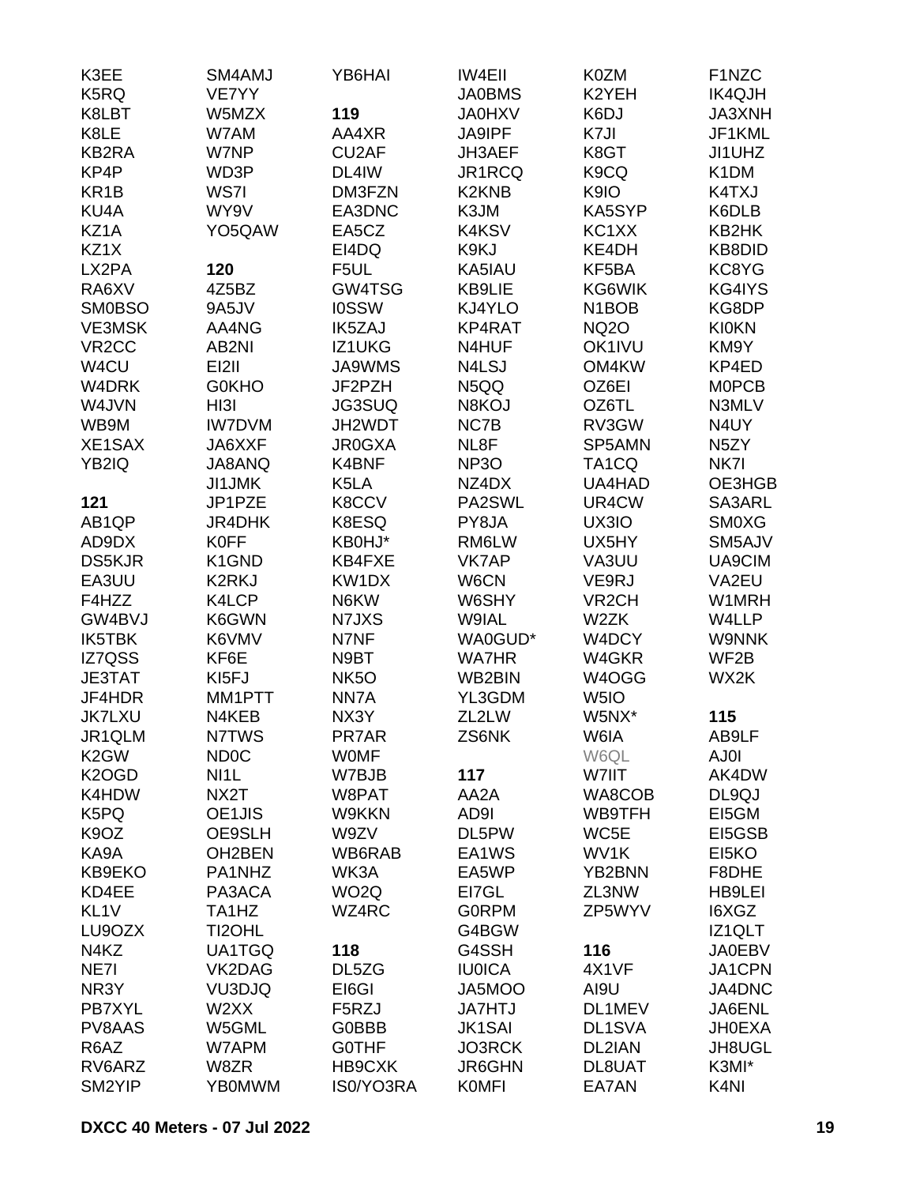K3EE
K5RQ
K8LBT
K8LE
KB2RA
KP4P
KR1B
KU4A
KZ1A
KZ1X
LX2PA
RA6XV
SM0BSO
VE3MSK
VR2CC
W4CU
W4DRK
W4JVN
WB9M
XE1SAX
YB2IQ

**121**

AB1QP
AD9DX
DS5KJR
EA3UU
F4HZZ
GW4BVJ
IK5TBK
IZ7QSS
JE3TAT
JF4HDR
JK7LXU
JR1QLM
K2GW
K2OGD
K4HDW
K5PQ
K9OZ
KA9A
KB9EKO
KD4EE
KL1V
LU9OZX
N4KZ
NE7I
NR3Y
PB7XYL
PV8AAS
R6AZ
RV6ARZ
SM2YIP

SM4AMJ
VE7YY
W5MZX
W7AM
W7NP
WD3P
WS7I
WY9V
YO5QAW

**120**

4Z5BZ
9A5JV
AA4NG
AB2NI
EI2II
G0KHO
HI3I
IW7DVM
JA6XXF
JA8ANQ
JI1JMK
JP1PZE
JR4DHK
K0FF
K1GND
K2RKJ
K4LCP
K6GWN
K6VMV
KF6E
KI5FJ
MM1PTT
N4KEB
N7TWS
ND0C
NI1L
NX2T
OE1JIS
OE9SLH
OH2BEN
PA1NHZ
PA3ACA
TA1HZ
TI2OHL
UA1TGQ
VK2DAG
VU3DJQ
W2XX
W5GML
W7APM
W8ZR
YB0MWM

YB6HAI

**119**

AA4XR
CU2AF
DL4IW
DM3FZN
EA3DNC
EA5CZ
EI4DQ
F5UL
GW4TSG
I0SSW
IK5ZAJ
IZ1UKG
JA9WMS
JF2PZH
JG3SUQ
JH2WDT
JR0GXA
K4BNF
K5LA
K8CCV
K8ESQ
KB0HJ*
KB4FXE
KW1DX
N6KW
N7JXS
N7NF
N9BT
NK5O
NN7A
NX3Y
PR7AR
W0MF
W7BJB
W8PAT
W9KKN
W9ZV
WB6RAB
WK3A
WO2Q
WZ4RC

**118**

DL5ZG
EI6GI
F5RZJ
G0BBB
G0THF
HB9CXK
IS0/YO3RA

IW4EII
JA0BMS
JA0HXV
JA9IPF
JH3AEF
JR1RCQ
K2KNB
K3JM
K4KSV
K9KJ
KA5IAU
KB9LIE
KJ4YLO
KP4RAT
N4HUF
N4LSJ
N5QQ
N8KOJ
NC7B
NL8F
NP3O
NZ4DX
PA2SWL
PY8JA
RM6LW
VK7AP
W6CN
W6SHY
W9IAL
WA0GUD*
WA7HR
WB2BIN
YL3GDM
ZL2LW
ZS6NK

**117**

AA2A
AD9I
DL5PW
EA1WS
EA5WP
EI7GL
G0RPM
G4BGW
G4SSH
IU0ICA
JA5MOO
JA7HTJ
JK1SAI
JO3RCK
JR6GHN
K0MFI

K0ZM
K2YEH
K6DJ
K7JI
K8GT
K9CQ
K9IO
KA5SYP
KC1XX
KE4DH
KF5BA
KG6WIK
N1BOB
NQ2O
OK1IVU
OM4KW
OZ6EI
OZ6TL
RV3GW
SP5AMN
TA1CQ
UA4HAD
UR4CW
UX3IO
UX5HY
VA3UU
VE9RJ
VR2CH
W2ZK
W4DCY
W4GKR
W4OGG
W5IO
W5NX*
W6IA
W6QL
W7IIT
WA8COB
WB9TFH
WC5E
WV1K
YB2BNN
ZL3NW
ZP5WYV

**116**

4X1VF
AI9U
DL1MEV
DL1SVA
DL2IAN
DL8UAT
EA7AN

F1NZC
IK4QJH
JA3XNH
JF1KML
JI1UHZ
K1DM
K4TXJ
K6DLB
KB2HK
KB8DID
KC8YG
KG4IYS
KG8DP
KI0KN
KM9Y
KP4ED
M0PCB
N3MLV
N4UY
N5ZY
NK7I
OE3HGB
SA3ARL
SM0XG
SM5AJV
UA9CIM
VA2EU
W1MRH
W4LLP
W9NNK
WF2B
WX2K

**115**

AB9LF
AJ0I
AK4DW
DL9QJ
EI5GM
EI5GSB
EI5KO
F8DHE
HB9LEI
I6XGZ
IZ1QLT
JA0EBV
JA1CPN
JA4DNC
JA6ENL
JH0EXA
JH8UGL
K3MI*
K4NI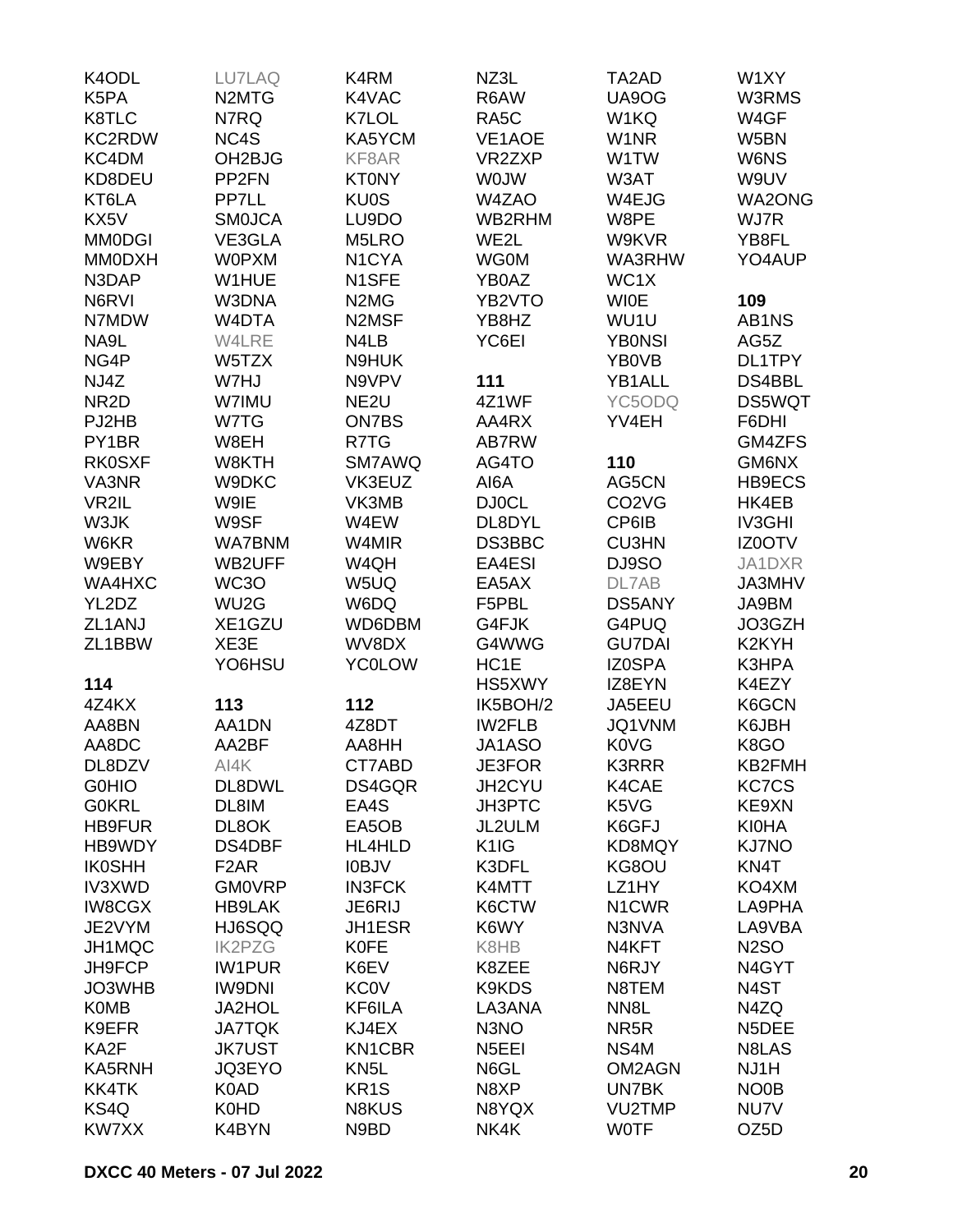K4ODL
K5PA
K8TLC
KC2RDW
KC4DM
KD8DEU
KT6LA
KX5V
MM0DGI
MM0DXH
N3DAP
N6RVI
N7MDW
NA9L
NG4P
NJ4Z
NR2D
PJ2HB
PY1BR
RK0SXF
VA3NR
VR2IL
W3JK
W6KR
W9EBY
WA4HXC
YL2DZ
ZL1ANJ
ZL1BBW

LU7LAQ
N2MTG
N7RQ
NC4S
OH2BJG
PP2FN
PP7LL
SM0JCA
VE3GLA
W0PXM
W1HUE
W3DNA
W4DTA
W4LRE
W5TZX
W7HJ
W7IMU
W7TG
W8EH
W8KTH
W9DKC
W9IE
W9SF
WA7BNM
WB2UFF
WC3O
WU2G
XE1GZU
XE3E
YO6HSU

K4RM
K4VAC
K7LOL
KA5YCM
KF8AR
KT0NY
KU0S
LU9DO
M5LRO
N1CYA
N1SFE
N2MG
N2MSF
N4LB
N9HUK
N9VPV
NE2U
ON7BS
R7TG
SM7AWQ
VK3EUZ
VK3MB
W4EW
W4MIR
W4QH
W5UQ
W6DQ
WD6DBM
WV8DX
YC0LOW

NZ3L
R6AW
RA5C
VE1AOE
VR2ZXP
W0JW
W4ZAO
WB2RHM
WE2L
WG0M
YB0AZ
YB2VTO
YB8HZ
YC6EI

TA2AD
UA9OG
W1KQ
W1NR
W1TW
W3AT
W4EJG
W8PE
W9KVR
WA3RHW
WC1X
WI0E
WU1U
YB0NSI
YB0VB
YB1ALL
YC5ODQ
YV4EH

W1XY
W3RMS
W4GF
W5BN
W6NS
W9UV
WA2ONG
WJ7R
YB8FL
YO4AUP

**114**

4Z4KX
AA8BN
AA8DC
DL8DZV
G0HIO
G0KRL
HB9FUR
HB9WDY
IK0SHH
IV3XWD
IW8CGX
JE2VYM
JH1MQC
JH9FCP
JO3WHB
K0MB
K9EFR
KA2F
KA5RNH
KK4TK
KS4Q
KW7XX

**113**

AA1DN
AA2BF
AI4K
DL8DWL
DL8IM
DL8OK
DS4DBF
F2AR
GM0VRP
HB9LAK
HJ6SQQ
IK2PZG
IW1PUR
IW9DNI
JA2HOL
JA7TQK
JK7UST
JQ3EYO
K0AD
K0HD
K4BYN

**112**

4Z8DT
AA8HH
CT7ABD
DS4GQR
EA4S
EA5OB
HL4HLD
I0BJV
IN3FCK
JE6RIJ
JH1ESR
K0FE
K6EV
KC0V
KF6ILA
KJ4EX
KN1CBR
KN5L
KR1S
N8KUS
N9BD

**111**

4Z1WF
AA4RX
AB7RW
AG4TO
AI6A
DJ0CL
DL8DYL
DS3BBC
EA4ESI
EA5AX
F5PBL
G4FJK
G4WWG
HC1E
HS5XWY
IK5BOH/2
IW2FLB
JA1ASO
JE3FOR
JH2CYU
JH3PTC
JL2ULM
K1IG
K3DFL
K4MTT
K6CTW
K6WY
K8HB
K8ZEE
K9KDS
LA3ANA
N3NO
N5EEI
N6GL
N8XP
N8YQX
NK4K

**110**

AG5CN
CO2VG
CP6IB
CU3HN
DJ9SO
DL7AB
DS5ANY
G4PUQ
GU7DAI
IZ0SPA
IZ8EYN
JA5EEU
JQ1VNM
K0VG
K3RRR
K4CAE
K5VG
K6GFJ
KD8MQY
KG8OU
LZ1HY
N1CWR
N3NVA
N4KFT
N6RJY
N8TEM
NN8L
NR5R
NS4M
OM2AGN
UN7BK
VU2TMP
W0TF

**109**

AB1NS
AG5Z
DL1TPY
DS4BBL
DS5WQT
F6DHI
GM4ZFS
GM6NX
HB9ECS
HK4EB
IV3GHI
IZ0OTV
JA1DXR
JA3MHV
JA9BM
JO3GZH
K2KYH
K3HPA
K4EZY
K6GCN
K6JBH
K8GO
KB2FMH
KC7CS
KE9XN
KI0HA
KJ7NO
KN4T
KO4XM
LA9PHA
LA9VBA
N2SO
N4GYT
N4ST
N4ZQ
N5DEE
N8LAS
NJ1H
NO0B
NU7V
OZ5D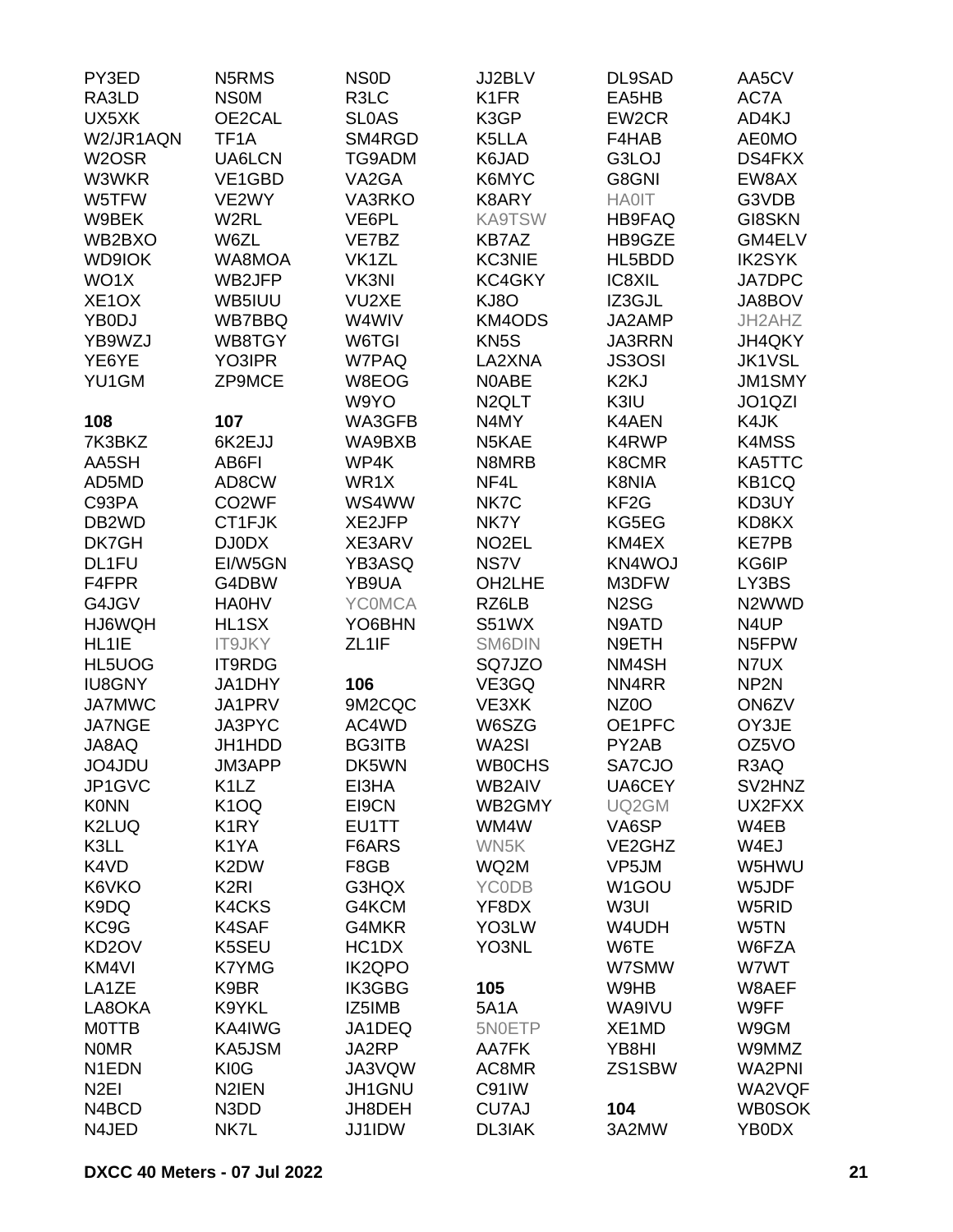PY3ED
RA3LD
UX5XK
W2/JR1AQN
W2OSR
W3WKR
W5TFW
W9BEK
WB2BXO
WD9IOK
WO1X
XE1OX
YB0DJ
YB9WZJ
YE6YE
YU1GM

**108**

7K3BKZ
AA5SH
AD5MD
C93PA
DB2WD
DK7GH
DL1FU
F4FPR
G4JGV
HJ6WQH
HL1IE
HL5UOG
IU8GNY
JA7MWC
JA7NGE
JA8AQ
JO4JDU
JP1GVC
K0NN
K2LUQ
K3LL
K4VD
K6VKO
K9DQ
KC9G
KD2OV
KM4VI
LA1ZE
LA8OKA
M0TTB
N0MR
N1EDN
N2EI
N4BCD
N4JED

N5RMS
NS0M
OE2CAL
TF1A
UA6LCN
VE1GBD
VE2WY
W2RL
W6ZL
WA8MOA
WB2JFP
WB5IUU
WB7BBQ
WB8TGY
YO3IPR
ZP9MCE

**107**

6K2EJJ
AB6FI
AD8CW
CO2WF
CT1FJK
DJ0DX
EI/W5GN
G4DBW
HA0HV
HL1SX
IT9JKY
IT9RDG
JA1DHY
JA1PRV
JA3PYC
JH1HDD
JM3APP
K1LZ
K1OQ
K1RY
K1YA
K2DW
K2RI
K4CKS
K4SAF
K5SEU
K7YMG
K9BR
K9YKL
KA4IWG
KA5JSM
KI0G
N2IEN
N3DD
NK7L

NS0D
R3LC
SL0AS
SM4RGD
TG9ADM
VA2GA
VA3RKO
VE6PL
VE7BZ
VK1ZL
VK3NI
VU2XE
W4WIV
W6TGI
W7PAQ
W8EOG
W9YO
WA3GFB
WA9BXB
WP4K
WR1X
WS4WW
XE2JFP
XE3ARV
YB3ASQ
YB9UA
YC0MCA
YO6BHN
ZL1IF

**106**

9M2CQC
AC4WD
BG3ITB
DK5WN
EI3HA
EI9CN
EU1TT
F6ARS
F8GB
G3HQX
G4KCM
G4MKR
HC1DX
IK2QPO
IK3GBG
IZ5IMB
JA1DEQ
JA2RP
JA3VQW
JH1GNU
JH8DEH
JJ1IDW

JJ2BLV
K1FR
K3GP
K5LLA
K6JAD
K6MYC
K8ARY
KA9TSW
KB7AZ
KC3NIE
KC4GKY
KJ8O
KM4ODS
KN5S
LA2XNA
N0ABE
N2QLT
N4MY
N5KAE
N8MRB
NF4L
NK7C
NK7Y
NO2EL
NS7V
OH2LHE
RZ6LB
S51WX
SM6DIN
SQ7JZO
VE3GQ
VE3XK
W6SZG
WA2SI
WB0CHS
WB2AIV
WB2GMY
WM4W
WN5K
WQ2M
YC0DB
YF8DX
YO3LW
YO3NL

**105**

5A1A
5N0ETP
AA7FK
AC8MR
C91IW
CU7AJ
DL3IAK

DL9SAD
EA5HB
EW2CR
F4HAB
G3LOJ
G8GNI
HA0IT
HB9FAQ
HB9GZE
HL5BDD
IC8XIL
IZ3GJL
JA2AMP
JA3RRN
JS3OSI
K2KJ
K3IU
K4AEN
K4RWP
K8CMR
K8NIA
KF2G
KG5EG
KM4EX
KN4WOJ
M3DFW
N2SG
N9ATD
N9ETH
NM4SH
NN4RR
NZ0O
OE1PFC
PY2AB
SA7CJO
UA6CEY
UQ2GM
VA6SP
VE2GHZ
VP5JM
W1GOU
W3UI
W4UDH
W6TE
W7SMW
W9HB
WA9IVU
XE1MD
YB8HI
ZS1SBW

**104**

3A2MW

AA5CV
AC7A
AD4KJ
AE0MO
DS4FKX
EW8AX
G3VDB
GI8SKN
GM4ELV
IK2SYK
JA7DPC
JA8BOV
JH2AHZ
JH4QKY
JK1VSL
JM1SMY
JO1QZI
K4JK
K4MSS
KA5TTC
KB1CQ
KD3UY
KD8KX
KE7PB
KG6IP
LY3BS
N2WWD
N4UP
N5FPW
N7UX
NP2N
ON6ZV
OY3JE
OZ5VO
R3AQ
SV2HNZ
UX2FXX
W4EB
W4EJ
W5HWU
W5JDF
W5RID
W5TN
W6FZA
W7WT
W8AEF
W9FF
W9GM
W9MMZ
WA2PNI
WA2VQF
WB0SOK
YB0DX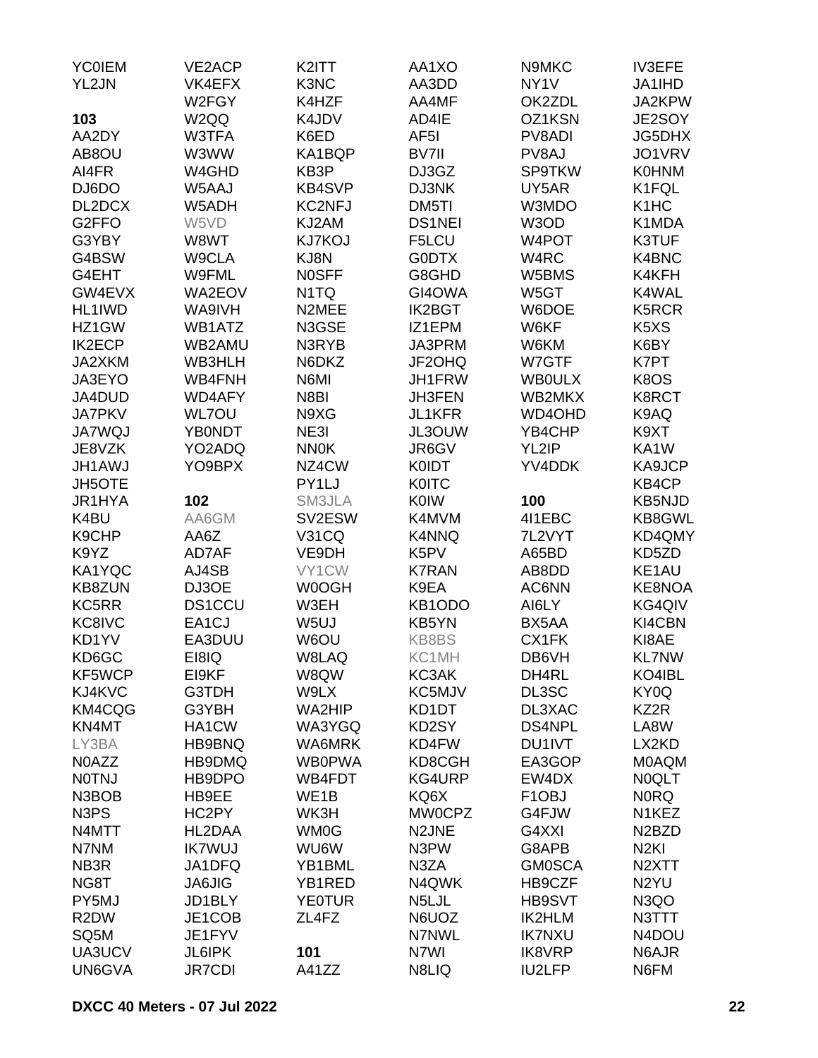YC0IEM
YL2JN

**103**

AA2DY
AB8OU
AI4FR
DJ6DO
DL2DCX
G2FFO
G3YBY
G4BSW
G4EHT
GW4EVX
HL1IWD
HZ1GW
IK2ECP
JA2XKM
JA3EYO
JA4DUD
JA7PKV
JA7WQJ
JE8VZK
JH1AWJ
JH5OTE
JR1HYA
K4BU
K9CHP
K9YZ
KA1YQC
KB8ZUN
KC5RR
KC8IVC
KD1YV
KD6GC
KF5WCP
KJ4KVC
KM4CQG
KN4MT
LY3BA
N0AZZ
N0TNJ
N3BOB
N3PS
N4MTT
N7NM
NB3R
NG8T
PY5MJ
R2DW
SQ5M
UA3UCV
UN6GVA
VE2ACP
VK4EFX
W2FGY
W2QQ
W3TFA
W3WW
W4GHD
W5AAJ
W5ADH
W5VD
W8WT
W9CLA
W9FML
WA2EOV
WA9IVH
WB1ATZ
WB2AMU
WB3HLH
WB4FNH
WD4AFY
WL7OU
YB0NDT
YO2ADQ
YO9BPX

**102**

AA6GM
AA6Z
AD7AF
AJ4SB
DJ3OE
DS1CCU
EA1CJ
EA3DUU
EI8IQ
EI9KF
G3TDH
G3YBH
HA1CW
HB9BNQ
HB9DMQ
HB9DPO
HB9EE
HC2PY
HL2DAA
IK7WUJ
JA1DFQ
JA6JIG
JD1BLY
JE1COB
JE1FYV
JL6IPK
JR7CDI
K2ITT
K3NC
K4HZF
K4JDV
K6ED
KA1BQP
KB3P
KB4SVP
KC2NFJ
KJ2AM
KJ7KOJ
KJ8N
N0SFF
N1TQ
N2MEE
N3GSE
N3RYB
N6DKZ
N6MI
N8BI
N9XG
NE3I
NN0K
NZ4CW
PY1LJ
SM3JLA
SV2ESW
V31CQ
VE9DH
VY1CW
W0OGH
W3EH
W5UJ
W6OU
W8LAQ
W8QW
W9LX
WA2HIP
WA3YGQ
WA6MRK
WB0PWA
WB4FDT
WE1B
WK3H
WM0G
WU6W
YB1BML
YB1RED
YE0TUR
ZL4FZ

**101**

A41ZZ
AA1XO
AA3DD
AA4MF
AD4IE
AF5I
BV7II
DJ3GZ
DJ3NK
DM5TI
DS1NEI
F5LCU
G0DTX
G8GHD
GI4OWA
IK2BGT
IZ1EPM
JA3PRM
JF2OHQ
JH1FRW
JH3FEN
JL1KFR
JL3OUW
JR6GV
K0IDT
K0ITC
K0IW
K4MVM
K4NNQ
K5PV
K7RAN
K9EA
KB1ODO
KB5YN
KB8BS
KC1MH
KC3AK
KC5MJV
KD1DT
KD2SY
KD4FW
KD8CGH
KG4URP
KQ6X
MW0CPZ
N2JNE
N3PW
N3ZA
N4QWK
N5LJL
N6UOZ
N7NWL
N7WI
N8LIQ
N9MKC
NY1V
OK2ZDL
OZ1KSN
PV8ADI
PV8AJ
SP9TKW
UY5AR
W3MDO
W3OD
W4POT
W4RC
W5BMS
W5GT
W6DOE
W6KF
W6KM
W7GTF
WB0ULX
WB2MKX
WD4OHD
YB4CHP
YL2IP
YV4DDK

**100**

4I1EBC
7L2VYT
A65BD
AB8DD
AC6NN
AI6LY
BX5AA
CX1FK
DB6VH
DH4RL
DL3SC
DL3XAC
DS4NPL
DU1IVT
EA3GOP
EW4DX
F1OBJ
G4FJW
G4XXI
G8APB
GM0SCA
HB9CZF
HB9SVT
IK2HLM
IK7NXU
IK8VRP
IU2LFP
IV3EFE
JA1IHD
JA2KPW
JE2SOY
JG5DHX
JO1VRV
K0HNM
K1FQL
K1HC
K1MDA
K3TUF
K4BNC
K4KFH
K4WAL
K5RCR
K5XS
K6BY
K7PT
K8OS
K8RCT
K9AQ
K9XT
KA1W
KA9JCP
KB4CP
KB5NJD
KB8GWL
KD4QMY
KD5ZD
KE1AU
KE8NOA
KG4QIV
KI4CBN
KI8AE
KL7NW
KO4IBL
KY0Q
KZ2R
LA8W
LX2KD
M0AQM
N0QLT
N0RQ
N1KEZ
N2BZD
N2KI
N2XTT
N2YU
N3QO
N3TTT
N4DOU
N6AJR
N6FM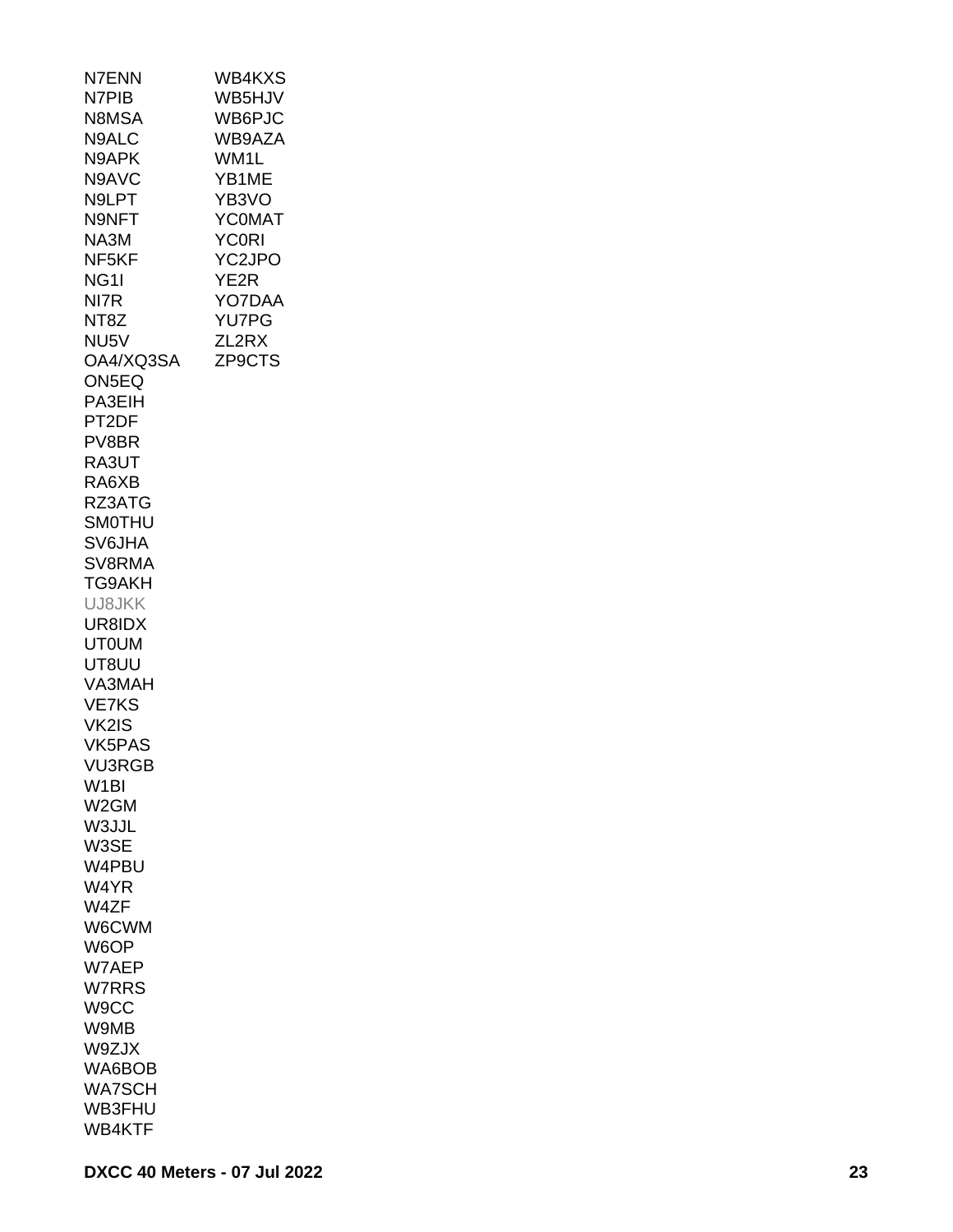N7ENN
N7PIB
N8MSA
N9ALC
N9APK
N9AVC
N9LPT
N9NFT
NA3M
NF5KF
NG1I
NI7R
NT8Z
NU5V
OA4/XQ3SA
ON5EQ
PA3EIH
PT2DF
PV8BR
RA3UT
RA6XB
RZ3ATG
SM0THU
SV6JHA
SV8RMA
TG9AKH
UJ8JKK
UR8IDX
UT0UM
UT8UU
VA3MAH
VE7KS
VK2IS
VK5PAS
VU3RGB
W1BI
W2GM
W3JJL
W3SE
W4PBU
W4YR
W4ZF
W6CWM
W6OP
W7AEP
W7RRS
W9CC
W9MB
W9ZJX
WA6BOB
WA7SCH
WB3FHU
WB4KTF
WB4KXS
WB5HJV
WB6PJC
WB9AZA
WM1L
YB1ME
YB3VO
YC0MAT
YC0RI
YC2JPO
YE2R
YO7DAA
YU7PG
ZL2RX
ZP9CTS